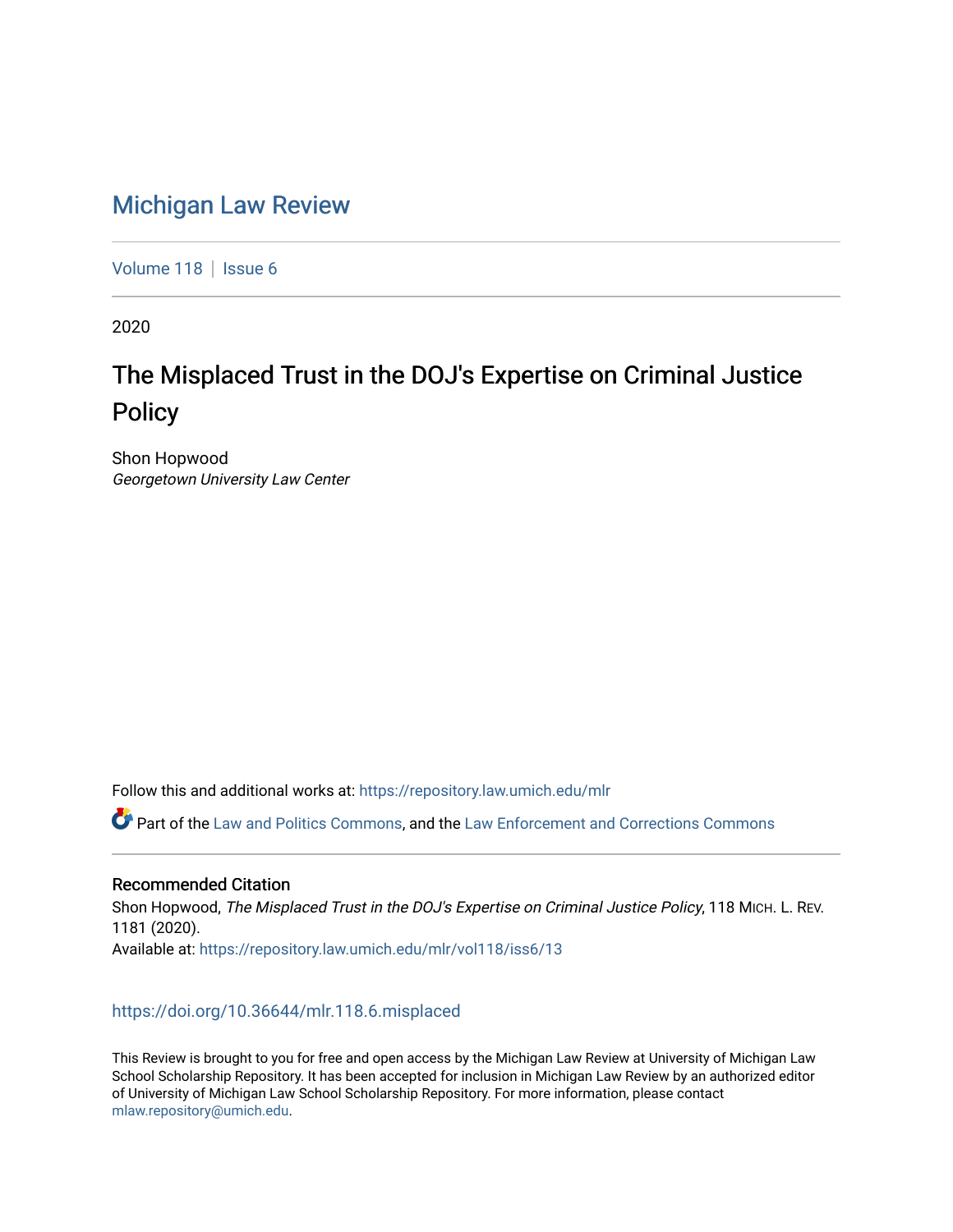# Michigan Law Review

Volume 118 | Issue 6

2020

## The Misplaced Trust in the DOJ's Expertise on Criminal Justice Policy

Shon Hopwood
*Georgetown University Law Center*

Follow this and additional works at: https://repository.law.umich.edu/mlr

Part of the Law and Politics Commons, and the Law Enforcement and Corrections Commons

### Recommended Citation

Shon Hopwood, *The Misplaced Trust in the DOJ's Expertise on Criminal Justice Policy*, 118 MICH. L. REV. 1181 (2020).
Available at: https://repository.law.umich.edu/mlr/vol118/iss6/13

https://doi.org/10.36644/mlr.118.6.misplaced

This Review is brought to you for free and open access by the Michigan Law Review at University of Michigan Law School Scholarship Repository. It has been accepted for inclusion in Michigan Law Review by an authorized editor of University of Michigan Law School Scholarship Repository. For more information, please contact mlaw.repository@umich.edu.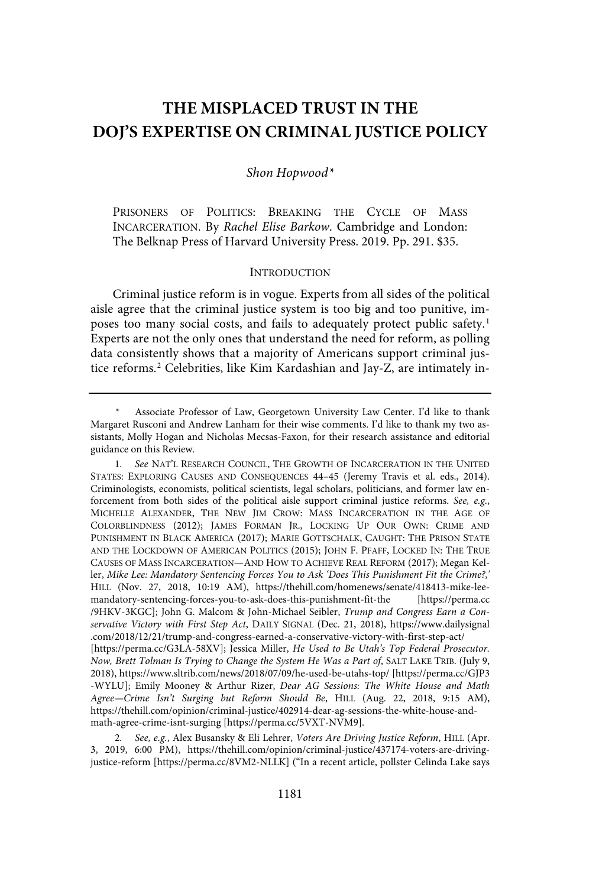# THE MISPLACED TRUST IN THE DOJ'S EXPERTISE ON CRIMINAL JUSTICE POLICY

*Shon Hopwood**

PRISONERS OF POLITICS: BREAKING THE CYCLE OF MASS INCARCERATION. By *Rachel Elise Barkow*. Cambridge and London: The Belknap Press of Harvard University Press. 2019. Pp. 291. $35.

## INTRODUCTION

Criminal justice reform is in vogue. Experts from all sides of the political aisle agree that the criminal justice system is too big and too punitive, imposes too many social costs, and fails to adequately protect public safety.[1] Experts are not the only ones that understand the need for reform, as polling data consistently shows that a majority of Americans support criminal justice reforms.[2] Celebrities, like Kim Kardashian and Jay-Z, are intimately in-

---

\* Associate Professor of Law, Georgetown University Law Center. I'd like to thank Margaret Rusconi and Andrew Lanham for their wise comments. I'd like to thank my two assistants, Molly Hogan and Nicholas Mecsas-Faxon, for their research assistance and editorial guidance on this Review.

1. *See* NAT'L RESEARCH COUNCIL, THE GROWTH OF INCARCERATION IN THE UNITED STATES: EXPLORING CAUSES AND CONSEQUENCES 44–45 (Jeremy Travis et al. eds., 2014). Criminologists, economists, political scientists, legal scholars, politicians, and former law enforcement from both sides of the political aisle support criminal justice reforms. *See, e.g.*, MICHELLE ALEXANDER, THE NEW JIM CROW: MASS INCARCERATION IN THE AGE OF COLORBLINDNESS (2012); JAMES FORMAN JR., LOCKING UP OUR OWN: CRIME AND PUNISHMENT IN BLACK AMERICA (2017); MARIE GOTTSCHALK, CAUGHT: THE PRISON STATE AND THE LOCKDOWN OF AMERICAN POLITICS (2015); JOHN F. PFAFF, LOCKED IN: THE TRUE CAUSES OF MASS INCARCERATION—AND HOW TO ACHIEVE REAL REFORM (2017); Megan Keller, *Mike Lee: Mandatory Sentencing Forces You to Ask 'Does This Punishment Fit the Crime?,'* HILL (Nov. 27, 2018, 10:19 AM), https://thehill.com/homenews/senate/418413-mike-lee-mandatory-sentencing-forces-you-to-ask-does-this-punishment-fit-the [https://perma.cc/9HKV-3KGC]; John G. Malcom & John-Michael Seibler, *Trump and Congress Earn a Conservative Victory with First Step Act*, DAILY SIGNAL (Dec. 21, 2018), https://www.dailysignal.com/2018/12/21/trump-and-congress-earned-a-conservative-victory-with-first-step-act/ [https://perma.cc/G3LA-58XV]; Jessica Miller, *He Used to Be Utah's Top Federal Prosecutor. Now, Brett Tolman Is Trying to Change the System He Was a Part of*, SALT LAKE TRIB. (July 9, 2018), https://www.sltrib.com/news/2018/07/09/he-used-be-utahs-top/ [https://perma.cc/GJP3-WYLU]; Emily Mooney & Arthur Rizer, *Dear AG Sessions: The White House and Math Agree—Crime Isn't Surging but Reform Should Be*, HILL (Aug. 22, 2018, 9:15 AM), https://thehill.com/opinion/criminal-justice/402914-dear-ag-sessions-the-white-house-and-math-agree-crime-isnt-surging [https://perma.cc/5VXT-NVM9].

2. *See, e.g.*, Alex Busansky & Eli Lehrer, *Voters Are Driving Justice Reform*, HILL (Apr. 3, 2019, 6:00 PM), https://thehill.com/opinion/criminal-justice/437174-voters-are-driving-justice-reform [https://perma.cc/8VM2-NLLK] ("In a recent article, pollster Celinda Lake says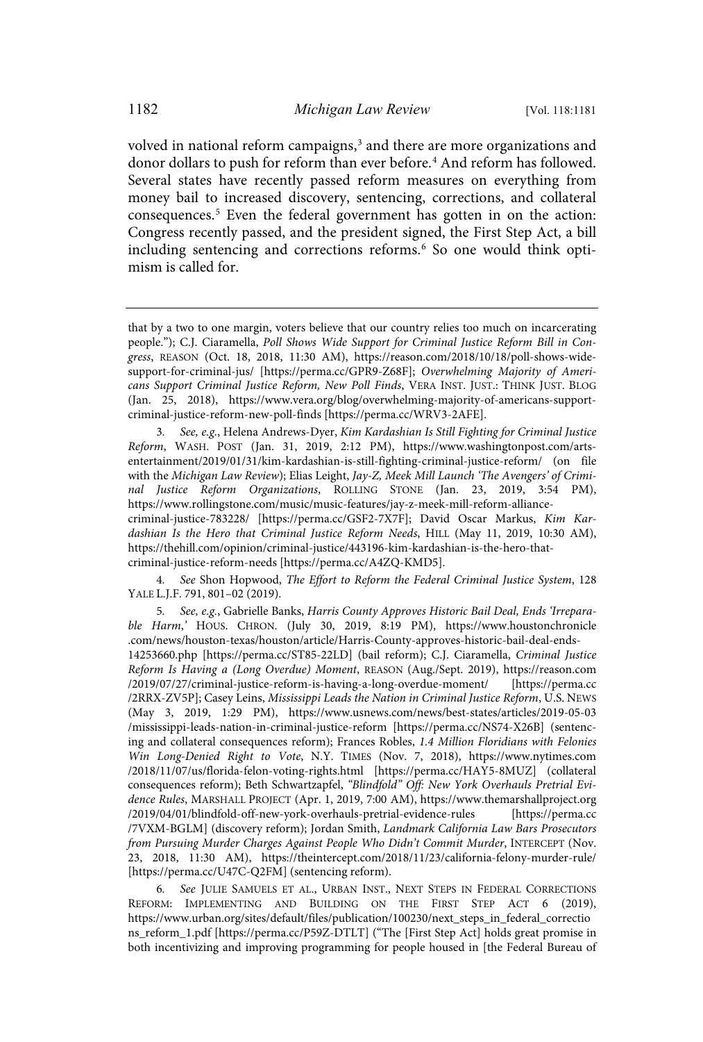volved in national reform campaigns,[3] and there are more organizations and donor dollars to push for reform than ever before.[4] And reform has followed. Several states have recently passed reform measures on everything from money bail to increased discovery, sentencing, corrections, and collateral consequences.[5] Even the federal government has gotten in on the action: Congress recently passed, and the president signed, the First Step Act, a bill including sentencing and corrections reforms.[6] So one would think optimism is called for.

---

that by a two to one margin, voters believe that our country relies too much on incarcerating people."); C.J. Ciaramella, *Poll Shows Wide Support for Criminal Justice Reform Bill in Congress*, REASON (Oct. 18, 2018, 11:30 AM), https://reason.com/2018/10/18/poll-shows-wide-support-for-criminal-jus/ [https://perma.cc/GPR9-Z68F]; *Overwhelming Majority of Americans Support Criminal Justice Reform, New Poll Finds*, VERA INST. JUST.: THINK JUST. BLOG (Jan. 25, 2018), https://www.vera.org/blog/overwhelming-majority-of-americans-support-criminal-justice-reform-new-poll-finds [https://perma.cc/WRV3-2AFE].

3. *See, e.g.*, Helena Andrews-Dyer, *Kim Kardashian Is Still Fighting for Criminal Justice Reform*, WASH. POST (Jan. 31, 2019, 2:12 PM), https://www.washingtonpost.com/arts-entertainment/2019/01/31/kim-kardashian-is-still-fighting-criminal-justice-reform/ (on file with the *Michigan Law Review*); Elias Leight, *Jay-Z, Meek Mill Launch 'The Avengers' of Criminal Justice Reform Organizations*, ROLLING STONE (Jan. 23, 2019, 3:54 PM), https://www.rollingstone.com/music/music-features/jay-z-meek-mill-reform-alliance-criminal-justice-783228/ [https://perma.cc/GSF2-7X7F]; David Oscar Markus, *Kim Kardashian Is the Hero that Criminal Justice Reform Needs*, HILL (May 11, 2019, 10:30 AM), https://thehill.com/opinion/criminal-justice/443196-kim-kardashian-is-the-hero-that-criminal-justice-reform-needs [https://perma.cc/A4ZQ-KMD5].

4. *See* Shon Hopwood, *The Effort to Reform the Federal Criminal Justice System*, 128 YALE L.J.F. 791, 801–02 (2019).

5. *See, e.g.*, Gabrielle Banks, *Harris County Approves Historic Bail Deal, Ends 'Irreparable Harm*,*'* HOUS. CHRON. (July 30, 2019, 8:19 PM), https://www.houstonchronicle.com/news/houston-texas/houston/article/Harris-County-approves-historic-bail-deal-ends-14253660.php [https://perma.cc/ST85-22LD] (bail reform); C.J. Ciaramella, *Criminal Justice Reform Is Having a (Long Overdue) Moment*, REASON (Aug./Sept. 2019), https://reason.com/2019/07/27/criminal-justice-reform-is-having-a-long-overdue-moment/ [https://perma.cc/2RRX-ZV5P]; Casey Leins, *Mississippi Leads the Nation in Criminal Justice Reform*, U.S. NEWS (May 3, 2019, 1:29 PM), https://www.usnews.com/news/best-states/articles/2019-05-03/mississippi-leads-nation-in-criminal-justice-reform [https://perma.cc/NS74-X26B] (sentencing and collateral consequences reform); Frances Robles, *1.4 Million Floridians with Felonies Win Long-Denied Right to Vote*, N.Y. TIMES (Nov. 7, 2018), https://www.nytimes.com/2018/11/07/us/florida-felon-voting-rights.html [https://perma.cc/HAY5-8MUZ] (collateral consequences reform); Beth Schwartzapfel, *"Blindfold" Off: New York Overhauls Pretrial Evidence Rules*, MARSHALL PROJECT (Apr. 1, 2019, 7:00 AM), https://www.themarshallproject.org/2019/04/01/blindfold-off-new-york-overhauls-pretrial-evidence-rules [https://perma.cc/7VXM-BGLM] (discovery reform); Jordan Smith, *Landmark California Law Bars Prosecutors from Pursuing Murder Charges Against People Who Didn't Commit Murder*, INTERCEPT (Nov. 23, 2018, 11:30 AM), https://theintercept.com/2018/11/23/california-felony-murder-rule/ [https://perma.cc/U47C-Q2FM] (sentencing reform).

6. *See* JULIE SAMUELS ET AL., URBAN INST., NEXT STEPS IN FEDERAL CORRECTIONS REFORM: IMPLEMENTING AND BUILDING ON THE FIRST STEP ACT 6 (2019), https://www.urban.org/sites/default/files/publication/100230/next_steps_in_federal_corrections_reform_1.pdf [https://perma.cc/P59Z-DTLT] ("The [First Step Act] holds great promise in both incentivizing and improving programming for people housed in [the Federal Bureau of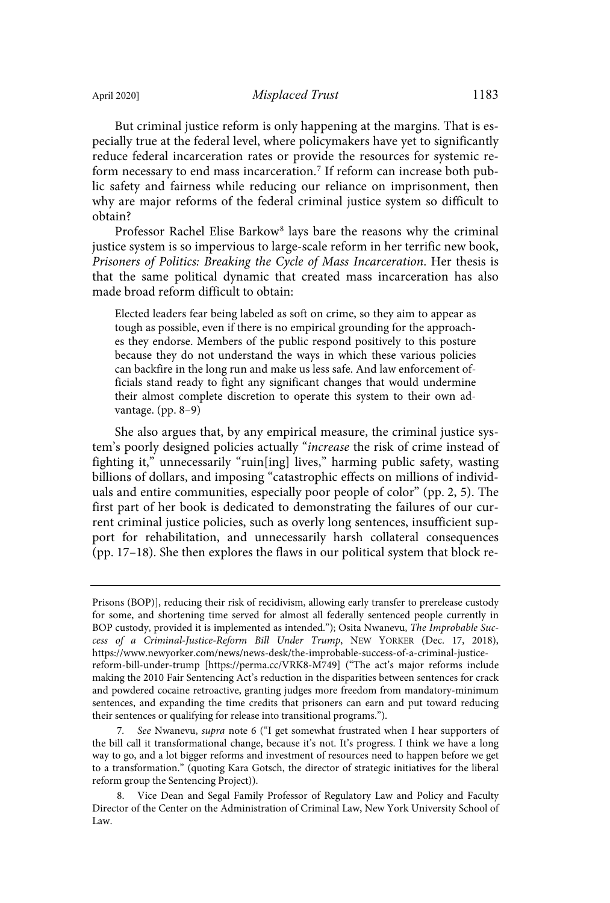But criminal justice reform is only happening at the margins. That is especially true at the federal level, where policymakers have yet to significantly reduce federal incarceration rates or provide the resources for systemic reform necessary to end mass incarceration.[7] If reform can increase both public safety and fairness while reducing our reliance on imprisonment, then why are major reforms of the federal criminal justice system so difficult to obtain?

Professor Rachel Elise Barkow[8] lays bare the reasons why the criminal justice system is so impervious to large-scale reform in her terrific new book, *Prisoners of Politics: Breaking the Cycle of Mass Incarceration*. Her thesis is that the same political dynamic that created mass incarceration has also made broad reform difficult to obtain:

> Elected leaders fear being labeled as soft on crime, so they aim to appear as tough as possible, even if there is no empirical grounding for the approaches they endorse. Members of the public respond positively to this posture because they do not understand the ways in which these various policies can backfire in the long run and make us less safe. And law enforcement officials stand ready to fight any significant changes that would undermine their almost complete discretion to operate this system to their own advantage. (pp. 8–9)

She also argues that, by any empirical measure, the criminal justice system's poorly designed policies actually "*increase* the risk of crime instead of fighting it," unnecessarily "ruin[ing] lives," harming public safety, wasting billions of dollars, and imposing "catastrophic effects on millions of individuals and entire communities, especially poor people of color" (pp. 2, 5). The first part of her book is dedicated to demonstrating the failures of our current criminal justice policies, such as overly long sentences, insufficient support for rehabilitation, and unnecessarily harsh collateral consequences (pp. 17–18). She then explores the flaws in our political system that block re-

---

Prisons (BOP)], reducing their risk of recidivism, allowing early transfer to prerelease custody for some, and shortening time served for almost all federally sentenced people currently in BOP custody, provided it is implemented as intended."); Osita Nwanevu, *The Improbable Success of a Criminal-Justice-Reform Bill Under Trump*, NEW YORKER (Dec. 17, 2018), https://www.newyorker.com/news/news-desk/the-improbable-success-of-a-criminal-justice-reform-bill-under-trump [https://perma.cc/VRK8-M749] ("The act's major reforms include making the 2010 Fair Sentencing Act's reduction in the disparities between sentences for crack and powdered cocaine retroactive, granting judges more freedom from mandatory-minimum sentences, and expanding the time credits that prisoners can earn and put toward reducing their sentences or qualifying for release into transitional programs.").

7. *See* Nwanevu, *supra* note 6 ("I get somewhat frustrated when I hear supporters of the bill call it transformational change, because it's not. It's progress. I think we have a long way to go, and a lot bigger reforms and investment of resources need to happen before we get to a transformation." (quoting Kara Gotsch, the director of strategic initiatives for the liberal reform group the Sentencing Project)).

8. Vice Dean and Segal Family Professor of Regulatory Law and Policy and Faculty Director of the Center on the Administration of Criminal Law, New York University School of Law.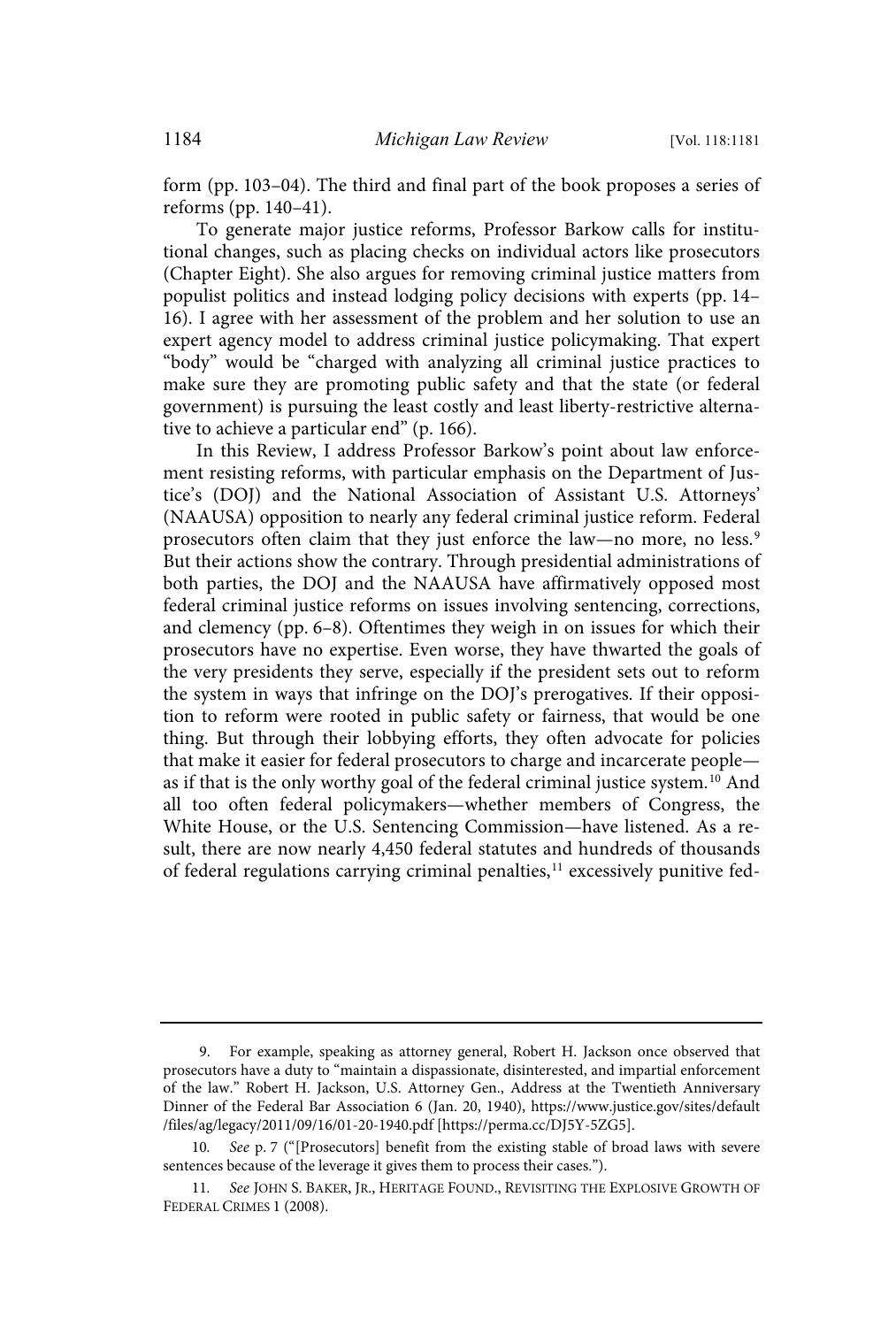form (pp. 103–04). The third and final part of the book proposes a series of reforms (pp. 140–41).

To generate major justice reforms, Professor Barkow calls for institutional changes, such as placing checks on individual actors like prosecutors (Chapter Eight). She also argues for removing criminal justice matters from populist politics and instead lodging policy decisions with experts (pp. 14–16). I agree with her assessment of the problem and her solution to use an expert agency model to address criminal justice policymaking. That expert "body" would be "charged with analyzing all criminal justice practices to make sure they are promoting public safety and that the state (or federal government) is pursuing the least costly and least liberty-restrictive alternative to achieve a particular end" (p. 166).

In this Review, I address Professor Barkow's point about law enforcement resisting reforms, with particular emphasis on the Department of Justice's (DOJ) and the National Association of Assistant U.S. Attorneys' (NAAUSA) opposition to nearly any federal criminal justice reform. Federal prosecutors often claim that they just enforce the law—no more, no less.[9] But their actions show the contrary. Through presidential administrations of both parties, the DOJ and the NAAUSA have affirmatively opposed most federal criminal justice reforms on issues involving sentencing, corrections, and clemency (pp. 6–8). Oftentimes they weigh in on issues for which their prosecutors have no expertise. Even worse, they have thwarted the goals of the very presidents they serve, especially if the president sets out to reform the system in ways that infringe on the DOJ's prerogatives. If their opposition to reform were rooted in public safety or fairness, that would be one thing. But through their lobbying efforts, they often advocate for policies that make it easier for federal prosecutors to charge and incarcerate people—as if that is the only worthy goal of the federal criminal justice system.[10] And all too often federal policymakers—whether members of Congress, the White House, or the U.S. Sentencing Commission—have listened. As a result, there are now nearly 4,450 federal statutes and hundreds of thousands of federal regulations carrying criminal penalties,[11] excessively punitive fed-

---

9. For example, speaking as attorney general, Robert H. Jackson once observed that prosecutors have a duty to "maintain a dispassionate, disinterested, and impartial enforcement of the law." Robert H. Jackson, U.S. Attorney Gen., Address at the Twentieth Anniversary Dinner of the Federal Bar Association 6 (Jan. 20, 1940), https://www.justice.gov/sites/default/files/ag/legacy/2011/09/16/01-20-1940.pdf [https://perma.cc/DJ5Y-5ZG5].

10. *See* p. 7 ("[Prosecutors] benefit from the existing stable of broad laws with severe sentences because of the leverage it gives them to process their cases.").

11. *See* JOHN S. BAKER, JR., HERITAGE FOUND., REVISITING THE EXPLOSIVE GROWTH OF FEDERAL CRIMES 1 (2008).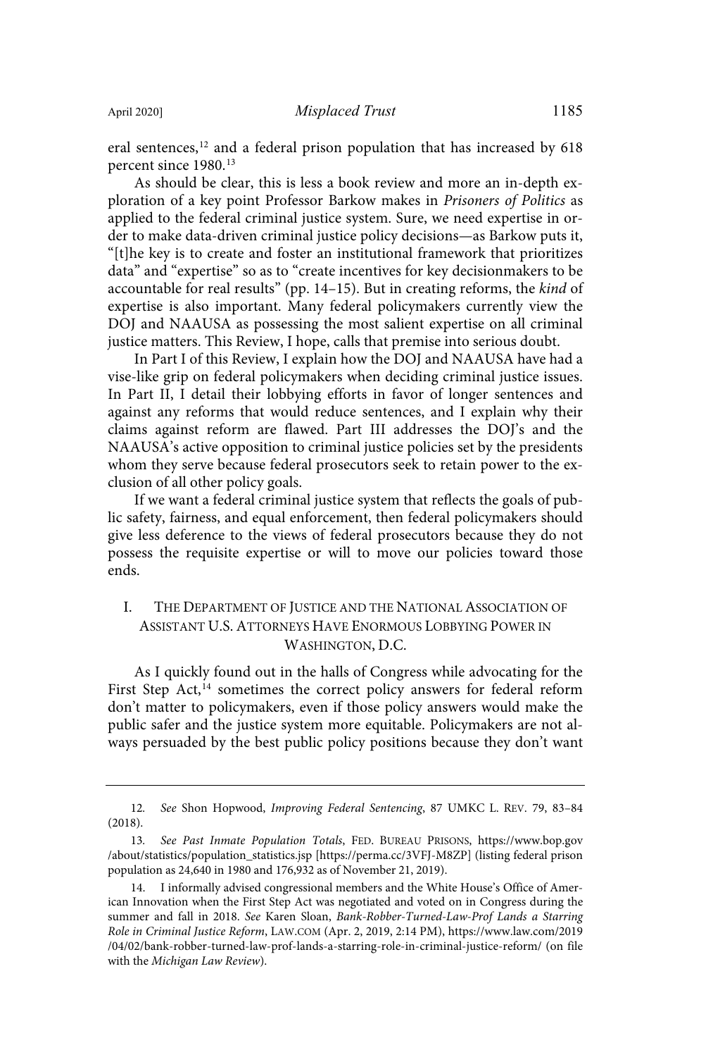eral sentences,[12] and a federal prison population that has increased by 618 percent since 1980.[13]

As should be clear, this is less a book review and more an in-depth exploration of a key point Professor Barkow makes in *Prisoners of Politics* as applied to the federal criminal justice system. Sure, we need expertise in order to make data-driven criminal justice policy decisions—as Barkow puts it, "[t]he key is to create and foster an institutional framework that prioritizes data" and "expertise" so as to "create incentives for key decisionmakers to be accountable for real results" (pp. 14–15). But in creating reforms, the *kind* of expertise is also important. Many federal policymakers currently view the DOJ and NAAUSA as possessing the most salient expertise on all criminal justice matters. This Review, I hope, calls that premise into serious doubt.

In Part I of this Review, I explain how the DOJ and NAAUSA have had a vise-like grip on federal policymakers when deciding criminal justice issues. In Part II, I detail their lobbying efforts in favor of longer sentences and against any reforms that would reduce sentences, and I explain why their claims against reform are flawed. Part III addresses the DOJ's and the NAAUSA's active opposition to criminal justice policies set by the presidents whom they serve because federal prosecutors seek to retain power to the exclusion of all other policy goals.

If we want a federal criminal justice system that reflects the goals of public safety, fairness, and equal enforcement, then federal policymakers should give less deference to the views of federal prosecutors because they do not possess the requisite expertise or will to move our policies toward those ends.

## I. The Department of Justice and the National Association of Assistant U.S. Attorneys Have Enormous Lobbying Power in Washington, D.C.

As I quickly found out in the halls of Congress while advocating for the First Step Act,[14] sometimes the correct policy answers for federal reform don't matter to policymakers, even if those policy answers would make the public safer and the justice system more equitable. Policymakers are not always persuaded by the best public policy positions because they don't want

---

12. *See* Shon Hopwood, *Improving Federal Sentencing*, 87 UMKC L. Rev. 79, 83–84 (2018).

13. *See Past Inmate Population Totals*, Fed. Bureau Prisons, https://www.bop.gov/about/statistics/population_statistics.jsp [https://perma.cc/3VFJ-M8ZP] (listing federal prison population as 24,640 in 1980 and 176,932 as of November 21, 2019).

14. I informally advised congressional members and the White House's Office of American Innovation when the First Step Act was negotiated and voted on in Congress during the summer and fall in 2018. *See* Karen Sloan, *Bank-Robber-Turned-Law-Prof Lands a Starring Role in Criminal Justice Reform*, Law.com (Apr. 2, 2019, 2:14 PM), https://www.law.com/2019/04/02/bank-robber-turned-law-prof-lands-a-starring-role-in-criminal-justice-reform/ (on file with the *Michigan Law Review*).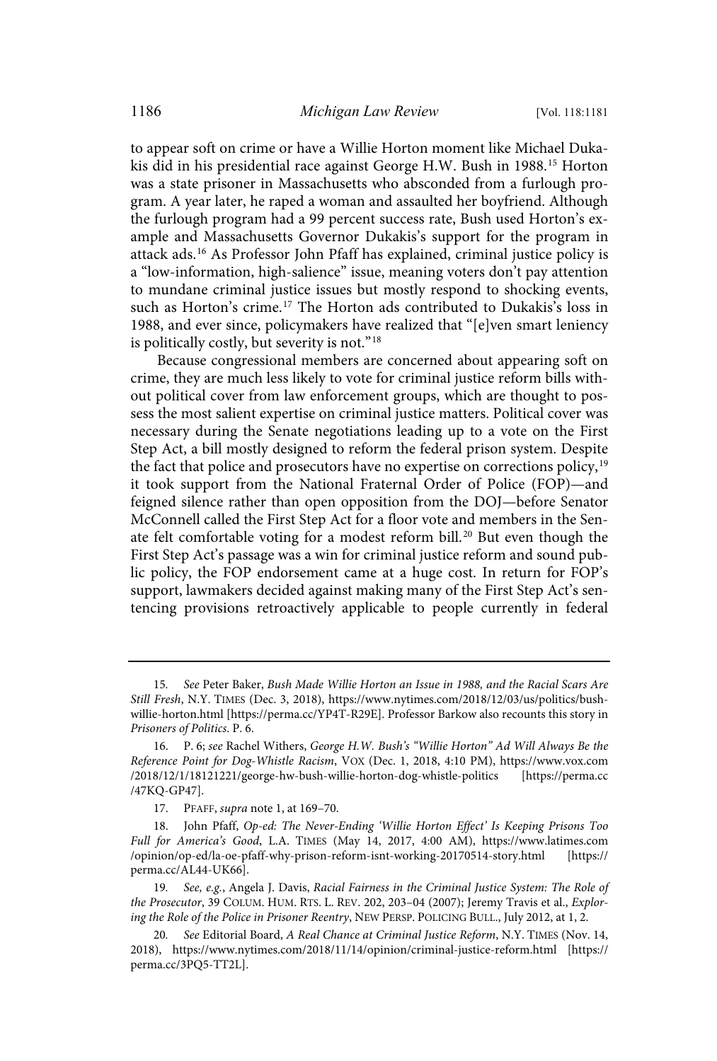to appear soft on crime or have a Willie Horton moment like Michael Dukakis did in his presidential race against George H.W. Bush in 1988.[15] Horton was a state prisoner in Massachusetts who absconded from a furlough program. A year later, he raped a woman and assaulted her boyfriend. Although the furlough program had a 99 percent success rate, Bush used Horton's example and Massachusetts Governor Dukakis's support for the program in attack ads.[16] As Professor John Pfaff has explained, criminal justice policy is a "low-information, high-salience" issue, meaning voters don't pay attention to mundane criminal justice issues but mostly respond to shocking events, such as Horton's crime.[17] The Horton ads contributed to Dukakis's loss in 1988, and ever since, policymakers have realized that "[e]ven smart leniency is politically costly, but severity is not."[18]

Because congressional members are concerned about appearing soft on crime, they are much less likely to vote for criminal justice reform bills without political cover from law enforcement groups, which are thought to possess the most salient expertise on criminal justice matters. Political cover was necessary during the Senate negotiations leading up to a vote on the First Step Act, a bill mostly designed to reform the federal prison system. Despite the fact that police and prosecutors have no expertise on corrections policy,[19] it took support from the National Fraternal Order of Police (FOP)—and feigned silence rather than open opposition from the DOJ—before Senator McConnell called the First Step Act for a floor vote and members in the Senate felt comfortable voting for a modest reform bill.[20] But even though the First Step Act's passage was a win for criminal justice reform and sound public policy, the FOP endorsement came at a huge cost. In return for FOP's support, lawmakers decided against making many of the First Step Act's sentencing provisions retroactively applicable to people currently in federal

---

15. *See* Peter Baker, *Bush Made Willie Horton an Issue in 1988, and the Racial Scars Are Still Fresh*, N.Y. TIMES (Dec. 3, 2018), https://www.nytimes.com/2018/12/03/us/politics/bush-willie-horton.html [https://perma.cc/YP4T-R29E]. Professor Barkow also recounts this story in *Prisoners of Politics*. P. 6.

16. P. 6; *see* Rachel Withers, *George H.W. Bush's "Willie Horton" Ad Will Always Be the Reference Point for Dog-Whistle Racism*, VOX (Dec. 1, 2018, 4:10 PM), https://www.vox.com/2018/12/1/18121221/george-hw-bush-willie-horton-dog-whistle-politics [https://perma.cc/47KQ-GP47].

17. PFAFF, *supra* note 1, at 169–70.

18. John Pfaff, *Op-ed: The Never-Ending 'Willie Horton Effect' Is Keeping Prisons Too Full for America's Good*, L.A. TIMES (May 14, 2017, 4:00 AM), https://www.latimes.com/opinion/op-ed/la-oe-pfaff-why-prison-reform-isnt-working-20170514-story.html [https://perma.cc/AL44-UK66].

19. *See, e.g.*, Angela J. Davis, *Racial Fairness in the Criminal Justice System: The Role of the Prosecutor*, 39 COLUM. HUM. RTS. L. REV. 202, 203–04 (2007); Jeremy Travis et al., *Exploring the Role of the Police in Prisoner Reentry*, NEW PERSP. POLICING BULL., July 2012, at 1, 2.

20. *See* Editorial Board, *A Real Chance at Criminal Justice Reform*, N.Y. TIMES (Nov. 14, 2018), https://www.nytimes.com/2018/11/14/opinion/criminal-justice-reform.html [https://perma.cc/3PQ5-TT2L].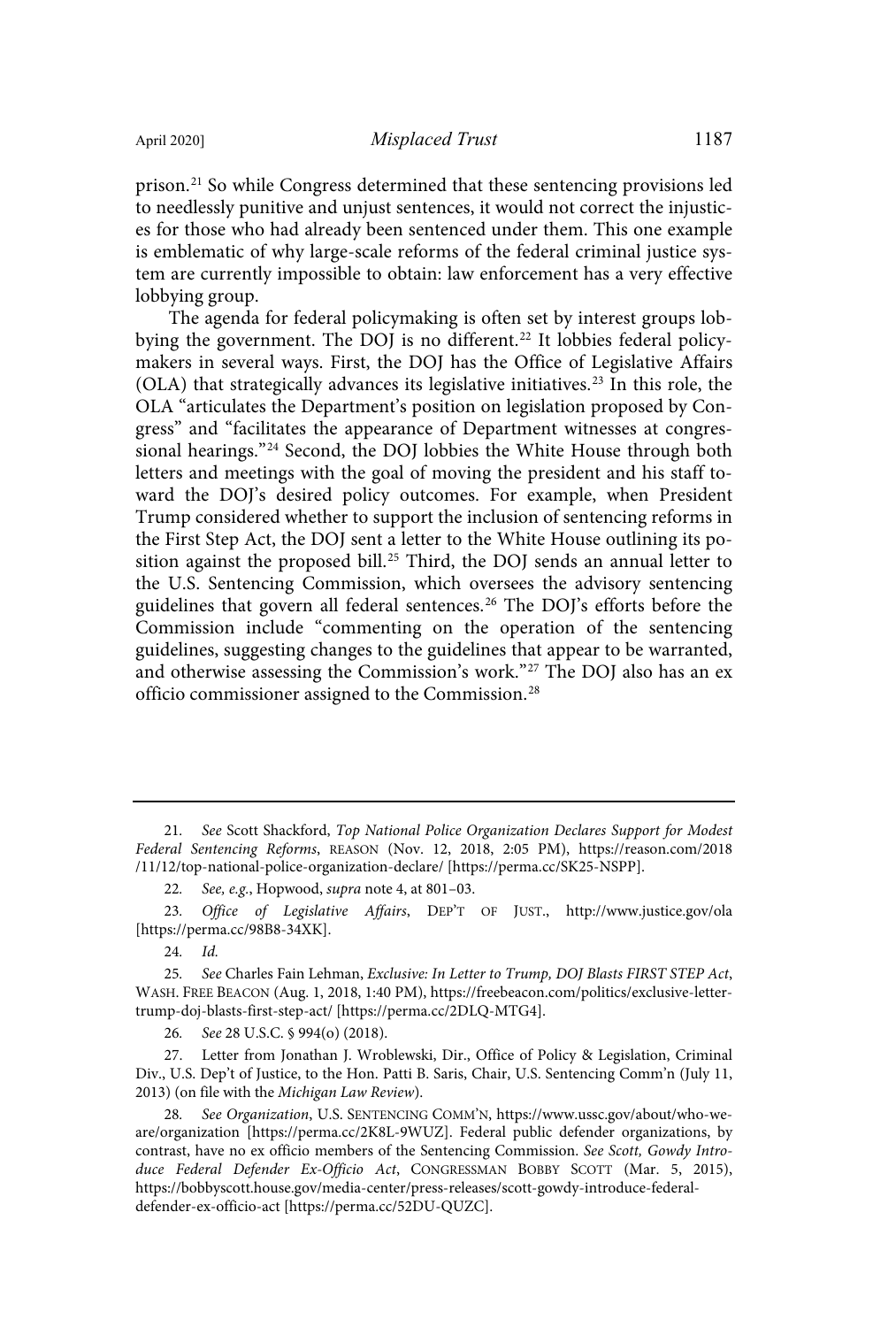prison.[21] So while Congress determined that these sentencing provisions led to needlessly punitive and unjust sentences, it would not correct the injustices for those who had already been sentenced under them. This one example is emblematic of why large-scale reforms of the federal criminal justice system are currently impossible to obtain: law enforcement has a very effective lobbying group.

The agenda for federal policymaking is often set by interest groups lobbying the government. The DOJ is no different.[22] It lobbies federal policymakers in several ways. First, the DOJ has the Office of Legislative Affairs (OLA) that strategically advances its legislative initiatives.[23] In this role, the OLA "articulates the Department's position on legislation proposed by Congress" and "facilitates the appearance of Department witnesses at congressional hearings."[24] Second, the DOJ lobbies the White House through both letters and meetings with the goal of moving the president and his staff toward the DOJ's desired policy outcomes. For example, when President Trump considered whether to support the inclusion of sentencing reforms in the First Step Act, the DOJ sent a letter to the White House outlining its position against the proposed bill.[25] Third, the DOJ sends an annual letter to the U.S. Sentencing Commission, which oversees the advisory sentencing guidelines that govern all federal sentences.[26] The DOJ's efforts before the Commission include "commenting on the operation of the sentencing guidelines, suggesting changes to the guidelines that appear to be warranted, and otherwise assessing the Commission's work."[27] The DOJ also has an ex officio commissioner assigned to the Commission.[28]

---

21. *See* Scott Shackford, *Top National Police Organization Declares Support for Modest Federal Sentencing Reforms*, REASON (Nov. 12, 2018, 2:05 PM), https://reason.com/2018/11/12/top-national-police-organization-declare/ [https://perma.cc/SK25-NSPP].

22. *See, e.g.*, Hopwood, *supra* note 4, at 801–03.

23. *Office of Legislative Affairs*, DEP'T OF JUST., http://www.justice.gov/ola [https://perma.cc/98B8-34XK].

24. *Id.*

25. *See* Charles Fain Lehman, *Exclusive: In Letter to Trump, DOJ Blasts FIRST STEP Act*, WASH. FREE BEACON (Aug. 1, 2018, 1:40 PM), https://freebeacon.com/politics/exclusive-letter-trump-doj-blasts-first-step-act/ [https://perma.cc/2DLQ-MTG4].

26. *See* 28 U.S.C. § 994(o) (2018).

27. Letter from Jonathan J. Wroblewski, Dir., Office of Policy & Legislation, Criminal Div., U.S. Dep't of Justice, to the Hon. Patti B. Saris, Chair, U.S. Sentencing Comm'n (July 11, 2013) (on file with the *Michigan Law Review*).

28. *See Organization*, U.S. SENTENCING COMM'N, https://www.ussc.gov/about/who-we-are/organization [https://perma.cc/2K8L-9WUZ]. Federal public defender organizations, by contrast, have no ex officio members of the Sentencing Commission. *See Scott, Gowdy Introduce Federal Defender Ex-Officio Act*, CONGRESSMAN BOBBY SCOTT (Mar. 5, 2015), https://bobbyscott.house.gov/media-center/press-releases/scott-gowdy-introduce-federal-defender-ex-officio-act [https://perma.cc/52DU-QUZC].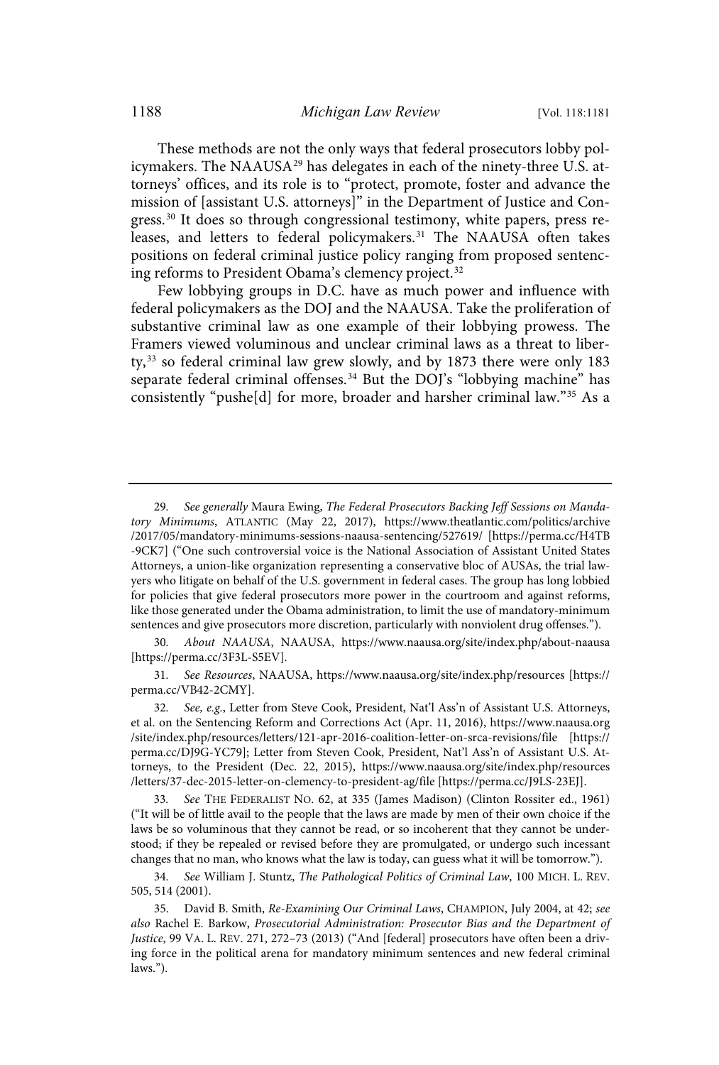These methods are not the only ways that federal prosecutors lobby policymakers. The NAAUSA[29] has delegates in each of the ninety-three U.S. attorneys' offices, and its role is to "protect, promote, foster and advance the mission of [assistant U.S. attorneys]" in the Department of Justice and Congress.[30] It does so through congressional testimony, white papers, press releases, and letters to federal policymakers.[31] The NAAUSA often takes positions on federal criminal justice policy ranging from proposed sentencing reforms to President Obama's clemency project.[32]

Few lobbying groups in D.C. have as much power and influence with federal policymakers as the DOJ and the NAAUSA. Take the proliferation of substantive criminal law as one example of their lobbying prowess. The Framers viewed voluminous and unclear criminal laws as a threat to liberty,[33] so federal criminal law grew slowly, and by 1873 there were only 183 separate federal criminal offenses.[34] But the DOJ's "lobbying machine" has consistently "pushe[d] for more, broader and harsher criminal law."[35] As a

---

29. *See generally* Maura Ewing, *The Federal Prosecutors Backing Jeff Sessions on Mandatory Minimums*, ATLANTIC (May 22, 2017), https://www.theatlantic.com/politics/archive/2017/05/mandatory-minimums-sessions-naausa-sentencing/527619/ [https://perma.cc/H4TB-9CK7] ("One such controversial voice is the National Association of Assistant United States Attorneys, a union-like organization representing a conservative bloc of AUSAs, the trial lawyers who litigate on behalf of the U.S. government in federal cases. The group has long lobbied for policies that give federal prosecutors more power in the courtroom and against reforms, like those generated under the Obama administration, to limit the use of mandatory-minimum sentences and give prosecutors more discretion, particularly with nonviolent drug offenses.").

30. *About NAAUSA*, NAAUSA, https://www.naausa.org/site/index.php/about-naausa [https://perma.cc/3F3L-S5EV].

31. *See Resources*, NAAUSA, https://www.naausa.org/site/index.php/resources [https://perma.cc/VB42-2CMY].

32. *See, e.g.*, Letter from Steve Cook, President, Nat'l Ass'n of Assistant U.S. Attorneys, et al. on the Sentencing Reform and Corrections Act (Apr. 11, 2016), https://www.naausa.org/site/index.php/resources/letters/121-apr-2016-coalition-letter-on-srca-revisions/file [https://perma.cc/DJ9G-YC79]; Letter from Steven Cook, President, Nat'l Ass'n of Assistant U.S. Attorneys, to the President (Dec. 22, 2015), https://www.naausa.org/site/index.php/resources/letters/37-dec-2015-letter-on-clemency-to-president-ag/file [https://perma.cc/J9LS-23EJ].

33. *See* THE FEDERALIST NO. 62, at 335 (James Madison) (Clinton Rossiter ed., 1961) ("It will be of little avail to the people that the laws are made by men of their own choice if the laws be so voluminous that they cannot be read, or so incoherent that they cannot be understood; if they be repealed or revised before they are promulgated, or undergo such incessant changes that no man, who knows what the law is today, can guess what it will be tomorrow.").

34. *See* William J. Stuntz, *The Pathological Politics of Criminal Law*, 100 MICH. L. REV. 505, 514 (2001).

35. David B. Smith, *Re-Examining Our Criminal Laws*, CHAMPION, July 2004, at 42; *see also* Rachel E. Barkow, *Prosecutorial Administration: Prosecutor Bias and the Department of Justice*, 99 VA. L. REV. 271, 272–73 (2013) ("And [federal] prosecutors have often been a driving force in the political arena for mandatory minimum sentences and new federal criminal laws.").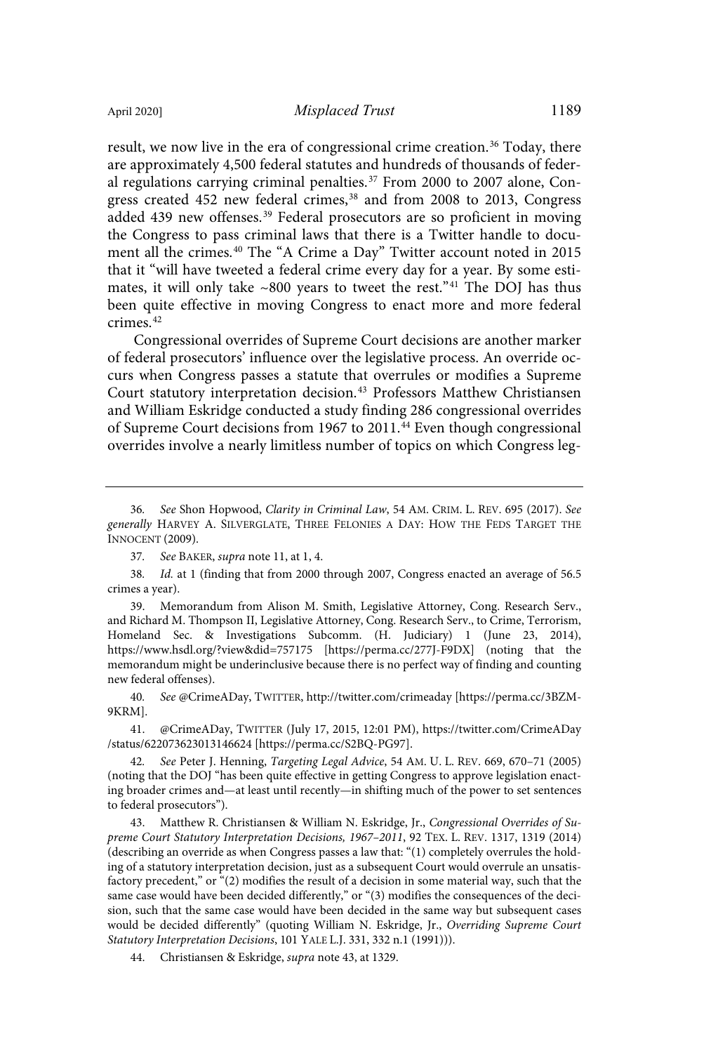result, we now live in the era of congressional crime creation.[36] Today, there are approximately 4,500 federal statutes and hundreds of thousands of federal regulations carrying criminal penalties.[37] From 2000 to 2007 alone, Congress created 452 new federal crimes,[38] and from 2008 to 2013, Congress added 439 new offenses.[39] Federal prosecutors are so proficient in moving the Congress to pass criminal laws that there is a Twitter handle to document all the crimes.[40] The "A Crime a Day" Twitter account noted in 2015 that it "will have tweeted a federal crime every day for a year. By some estimates, it will only take ~800 years to tweet the rest."[41] The DOJ has thus been quite effective in moving Congress to enact more and more federal crimes.[42]

Congressional overrides of Supreme Court decisions are another marker of federal prosecutors' influence over the legislative process. An override occurs when Congress passes a statute that overrules or modifies a Supreme Court statutory interpretation decision.[43] Professors Matthew Christiansen and William Eskridge conducted a study finding 286 congressional overrides of Supreme Court decisions from 1967 to 2011.[44] Even though congressional overrides involve a nearly limitless number of topics on which Congress leg-

---

36. *See* Shon Hopwood, *Clarity in Criminal Law*, 54 AM. CRIM. L. REV. 695 (2017). *See generally* HARVEY A. SILVERGLATE, THREE FELONIES A DAY: HOW THE FEDS TARGET THE INNOCENT (2009).

37. *See* BAKER, *supra* note 11, at 1, 4.

38. *Id.* at 1 (finding that from 2000 through 2007, Congress enacted an average of 56.5 crimes a year).

39. Memorandum from Alison M. Smith, Legislative Attorney, Cong. Research Serv., and Richard M. Thompson II, Legislative Attorney, Cong. Research Serv., to Crime, Terrorism, Homeland Sec. & Investigations Subcomm. (H. Judiciary) 1 (June 23, 2014), https://www.hsdl.org/?view&did=757175 [https://perma.cc/277J-F9DX] (noting that the memorandum might be underinclusive because there is no perfect way of finding and counting new federal offenses).

40. *See* @CrimeADay, TWITTER, http://twitter.com/crimeaday [https://perma.cc/3BZM-9KRM].

41. @CrimeADay, TWITTER (July 17, 2015, 12:01 PM), https://twitter.com/CrimeADay/status/622073623013146624 [https://perma.cc/S2BQ-PG97].

42. *See* Peter J. Henning, *Targeting Legal Advice*, 54 AM. U. L. REV. 669, 670–71 (2005) (noting that the DOJ "has been quite effective in getting Congress to approve legislation enacting broader crimes and—at least until recently—in shifting much of the power to set sentences to federal prosecutors").

43. Matthew R. Christiansen & William N. Eskridge, Jr., *Congressional Overrides of Supreme Court Statutory Interpretation Decisions, 1967–2011*, 92 TEX. L. REV. 1317, 1319 (2014) (describing an override as when Congress passes a law that: "(1) completely overrules the holding of a statutory interpretation decision, just as a subsequent Court would overrule an unsatisfactory precedent," or "(2) modifies the result of a decision in some material way, such that the same case would have been decided differently," or "(3) modifies the consequences of the decision, such that the same case would have been decided in the same way but subsequent cases would be decided differently" (quoting William N. Eskridge, Jr., *Overriding Supreme Court Statutory Interpretation Decisions*, 101 YALE L.J. 331, 332 n.1 (1991))).

44. Christiansen & Eskridge, *supra* note 43, at 1329.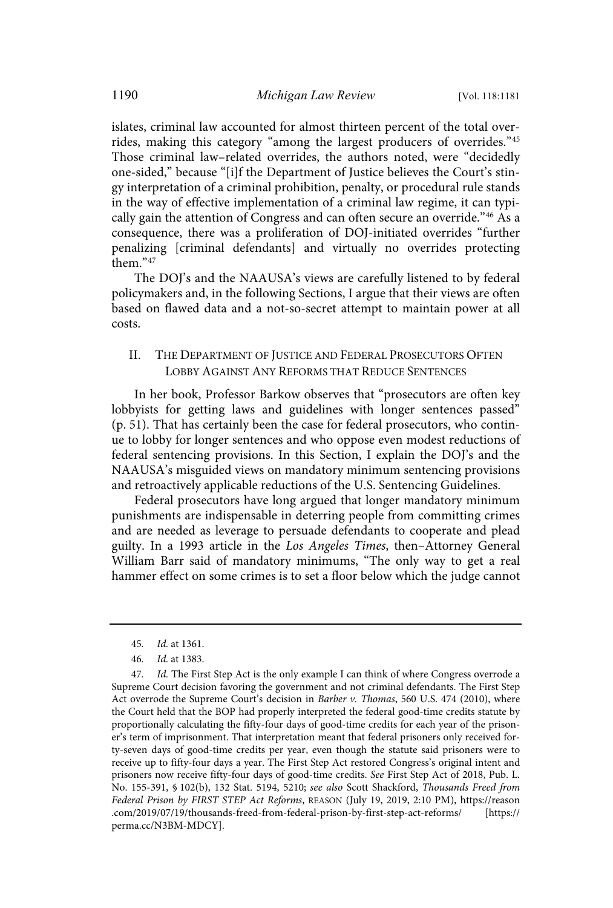islates, criminal law accounted for almost thirteen percent of the total overrides, making this category "among the largest producers of overrides."[45] Those criminal law–related overrides, the authors noted, were "decidedly one-sided," because "[i]f the Department of Justice believes the Court's stingy interpretation of a criminal prohibition, penalty, or procedural rule stands in the way of effective implementation of a criminal law regime, it can typically gain the attention of Congress and can often secure an override."[46] As a consequence, there was a proliferation of DOJ-initiated overrides "further penalizing [criminal defendants] and virtually no overrides protecting them."[47]

The DOJ's and the NAAUSA's views are carefully listened to by federal policymakers and, in the following Sections, I argue that their views are often based on flawed data and a not-so-secret attempt to maintain power at all costs.

## II. The Department of Justice and Federal Prosecutors Often Lobby Against Any Reforms that Reduce Sentences

In her book, Professor Barkow observes that "prosecutors are often key lobbyists for getting laws and guidelines with longer sentences passed" (p. 51). That has certainly been the case for federal prosecutors, who continue to lobby for longer sentences and who oppose even modest reductions of federal sentencing provisions. In this Section, I explain the DOJ's and the NAAUSA's misguided views on mandatory minimum sentencing provisions and retroactively applicable reductions of the U.S. Sentencing Guidelines.

Federal prosecutors have long argued that longer mandatory minimum punishments are indispensable in deterring people from committing crimes and are needed as leverage to persuade defendants to cooperate and plead guilty. In a 1993 article in the *Los Angeles Times*, then–Attorney General William Barr said of mandatory minimums, "The only way to get a real hammer effect on some crimes is to set a floor below which the judge cannot

---

45. *Id.* at 1361.

46. *Id.* at 1383.

47. *Id.* The First Step Act is the only example I can think of where Congress overrode a Supreme Court decision favoring the government and not criminal defendants. The First Step Act overrode the Supreme Court's decision in *Barber v. Thomas*, 560 U.S. 474 (2010), where the Court held that the BOP had properly interpreted the federal good-time credits statute by proportionally calculating the fifty-four days of good-time credits for each year of the prisoner's term of imprisonment. That interpretation meant that federal prisoners only received forty-seven days of good-time credits per year, even though the statute said prisoners were to receive up to fifty-four days a year. The First Step Act restored Congress's original intent and prisoners now receive fifty-four days of good-time credits. *See* First Step Act of 2018, Pub. L. No. 155-391, § 102(b), 132 Stat. 5194, 5210; *see also* Scott Shackford, *Thousands Freed from Federal Prison by FIRST STEP Act Reforms*, Reason (July 19, 2019, 2:10 PM), https://reason.com/2019/07/19/thousands-freed-from-federal-prison-by-first-step-act-reforms/ [https://perma.cc/N3BM-MDCY].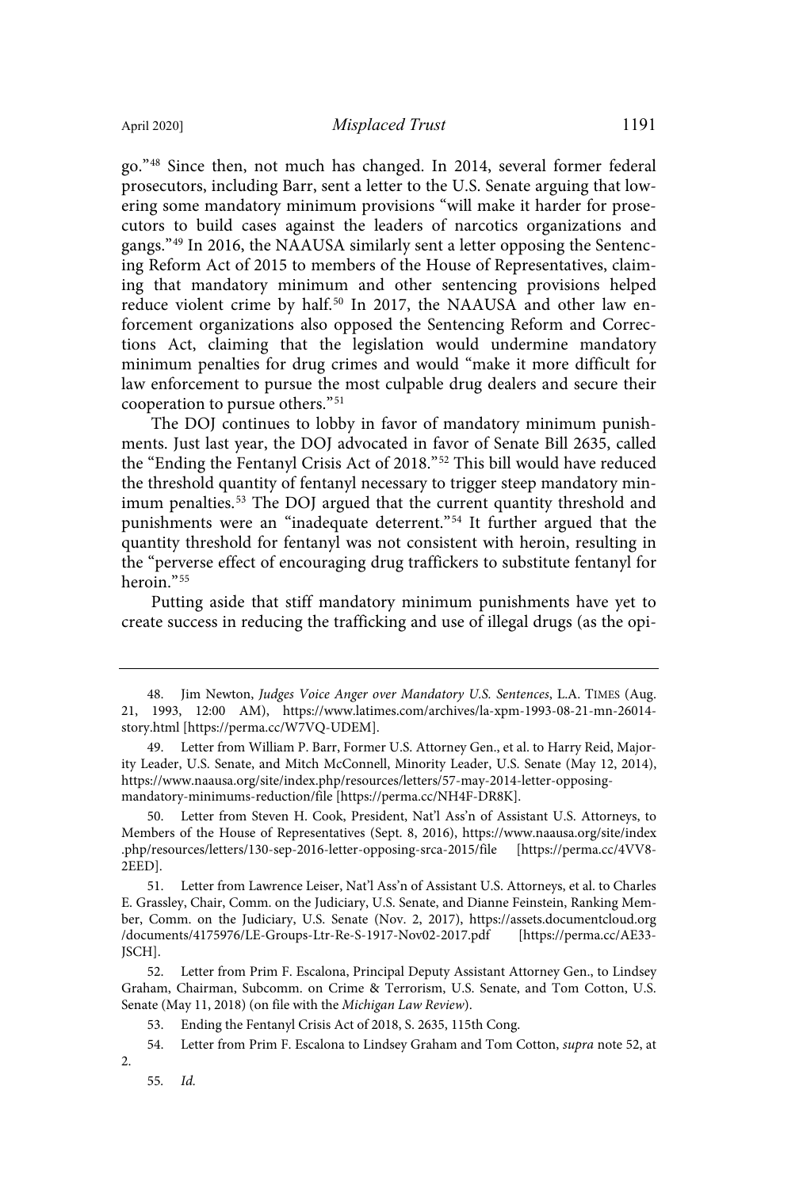go."[48] Since then, not much has changed. In 2014, several former federal prosecutors, including Barr, sent a letter to the U.S. Senate arguing that lowering some mandatory minimum provisions "will make it harder for prosecutors to build cases against the leaders of narcotics organizations and gangs."[49] In 2016, the NAAUSA similarly sent a letter opposing the Sentencing Reform Act of 2015 to members of the House of Representatives, claiming that mandatory minimum and other sentencing provisions helped reduce violent crime by half.[50] In 2017, the NAAUSA and other law enforcement organizations also opposed the Sentencing Reform and Corrections Act, claiming that the legislation would undermine mandatory minimum penalties for drug crimes and would "make it more difficult for law enforcement to pursue the most culpable drug dealers and secure their cooperation to pursue others."[51]

The DOJ continues to lobby in favor of mandatory minimum punishments. Just last year, the DOJ advocated in favor of Senate Bill 2635, called the "Ending the Fentanyl Crisis Act of 2018."[52] This bill would have reduced the threshold quantity of fentanyl necessary to trigger steep mandatory minimum penalties.[53] The DOJ argued that the current quantity threshold and punishments were an "inadequate deterrent."[54] It further argued that the quantity threshold for fentanyl was not consistent with heroin, resulting in the "perverse effect of encouraging drug traffickers to substitute fentanyl for heroin."[55]

Putting aside that stiff mandatory minimum punishments have yet to create success in reducing the trafficking and use of illegal drugs (as the opi-

---

48. Jim Newton, *Judges Voice Anger over Mandatory U.S. Sentences*, L.A. TIMES (Aug. 21, 1993, 12:00 AM), https://www.latimes.com/archives/la-xpm-1993-08-21-mn-26014-story.html [https://perma.cc/W7VQ-UDEM].

49. Letter from William P. Barr, Former U.S. Attorney Gen., et al. to Harry Reid, Majority Leader, U.S. Senate, and Mitch McConnell, Minority Leader, U.S. Senate (May 12, 2014), https://www.naausa.org/site/index.php/resources/letters/57-may-2014-letter-opposing-mandatory-minimums-reduction/file [https://perma.cc/NH4F-DR8K].

50. Letter from Steven H. Cook, President, Nat'l Ass'n of Assistant U.S. Attorneys, to Members of the House of Representatives (Sept. 8, 2016), https://www.naausa.org/site/index.php/resources/letters/130-sep-2016-letter-opposing-srca-2015/file [https://perma.cc/4VV8-2EED].

51. Letter from Lawrence Leiser, Nat'l Ass'n of Assistant U.S. Attorneys, et al. to Charles E. Grassley, Chair, Comm. on the Judiciary, U.S. Senate, and Dianne Feinstein, Ranking Member, Comm. on the Judiciary, U.S. Senate (Nov. 2, 2017), https://assets.documentcloud.org/documents/4175976/LE-Groups-Ltr-Re-S-1917-Nov02-2017.pdf [https://perma.cc/AE33-JSCH].

52. Letter from Prim F. Escalona, Principal Deputy Assistant Attorney Gen., to Lindsey Graham, Chairman, Subcomm. on Crime & Terrorism, U.S. Senate, and Tom Cotton, U.S. Senate (May 11, 2018) (on file with the *Michigan Law Review*).

53. Ending the Fentanyl Crisis Act of 2018, S. 2635, 115th Cong.

54. Letter from Prim F. Escalona to Lindsey Graham and Tom Cotton, *supra* note 52, at 2.

55. *Id.*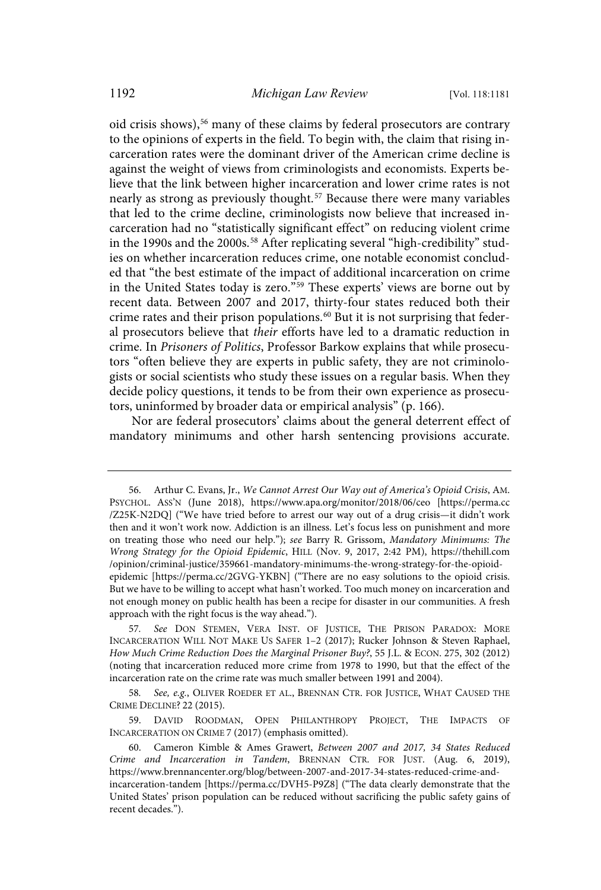oid crisis shows),[56] many of these claims by federal prosecutors are contrary to the opinions of experts in the field. To begin with, the claim that rising incarceration rates were the dominant driver of the American crime decline is against the weight of views from criminologists and economists. Experts believe that the link between higher incarceration and lower crime rates is not nearly as strong as previously thought.[57] Because there were many variables that led to the crime decline, criminologists now believe that increased incarceration had no "statistically significant effect" on reducing violent crime in the 1990s and the 2000s.[58] After replicating several "high-credibility" studies on whether incarceration reduces crime, one notable economist concluded that "the best estimate of the impact of additional incarceration on crime in the United States today is zero."[59] These experts' views are borne out by recent data. Between 2007 and 2017, thirty-four states reduced both their crime rates and their prison populations.[60] But it is not surprising that federal prosecutors believe that *their* efforts have led to a dramatic reduction in crime. In *Prisoners of Politics*, Professor Barkow explains that while prosecutors "often believe they are experts in public safety, they are not criminologists or social scientists who study these issues on a regular basis. When they decide policy questions, it tends to be from their own experience as prosecutors, uninformed by broader data or empirical analysis" (p. 166).

Nor are federal prosecutors' claims about the general deterrent effect of mandatory minimums and other harsh sentencing provisions accurate.

---

56. Arthur C. Evans, Jr., *We Cannot Arrest Our Way out of America's Opioid Crisis*, AM. PSYCHOL. ASS'N (June 2018), https://www.apa.org/monitor/2018/06/ceo [https://perma.cc/Z25K-N2DQ] ("We have tried before to arrest our way out of a drug crisis—it didn't work then and it won't work now. Addiction is an illness. Let's focus less on punishment and more on treating those who need our help."); *see* Barry R. Grissom, *Mandatory Minimums: The Wrong Strategy for the Opioid Epidemic*, HILL (Nov. 9, 2017, 2:42 PM), https://thehill.com/opinion/criminal-justice/359661-mandatory-minimums-the-wrong-strategy-for-the-opioid-epidemic [https://perma.cc/2GVG-YKBN] ("There are no easy solutions to the opioid crisis. But we have to be willing to accept what hasn't worked. Too much money on incarceration and not enough money on public health has been a recipe for disaster in our communities. A fresh approach with the right focus is the way ahead.").

57. *See* DON STEMEN, VERA INST. OF JUSTICE, THE PRISON PARADOX: MORE INCARCERATION WILL NOT MAKE US SAFER 1–2 (2017); Rucker Johnson & Steven Raphael, *How Much Crime Reduction Does the Marginal Prisoner Buy?*, 55 J.L. & ECON. 275, 302 (2012) (noting that incarceration reduced more crime from 1978 to 1990, but that the effect of the incarceration rate on the crime rate was much smaller between 1991 and 2004).

58. *See, e.g.*, OLIVER ROEDER ET AL., BRENNAN CTR. FOR JUSTICE, WHAT CAUSED THE CRIME DECLINE? 22 (2015).

59. DAVID ROODMAN, OPEN PHILANTHROPY PROJECT, THE IMPACTS OF INCARCERATION ON CRIME 7 (2017) (emphasis omitted).

60. Cameron Kimble & Ames Grawert, *Between 2007 and 2017, 34 States Reduced Crime and Incarceration in Tandem*, BRENNAN CTR. FOR JUST. (Aug. 6, 2019), https://www.brennancenter.org/blog/between-2007-and-2017-34-states-reduced-crime-and-incarceration-tandem [https://perma.cc/DVH5-P9Z8] ("The data clearly demonstrate that the United States' prison population can be reduced without sacrificing the public safety gains of recent decades.").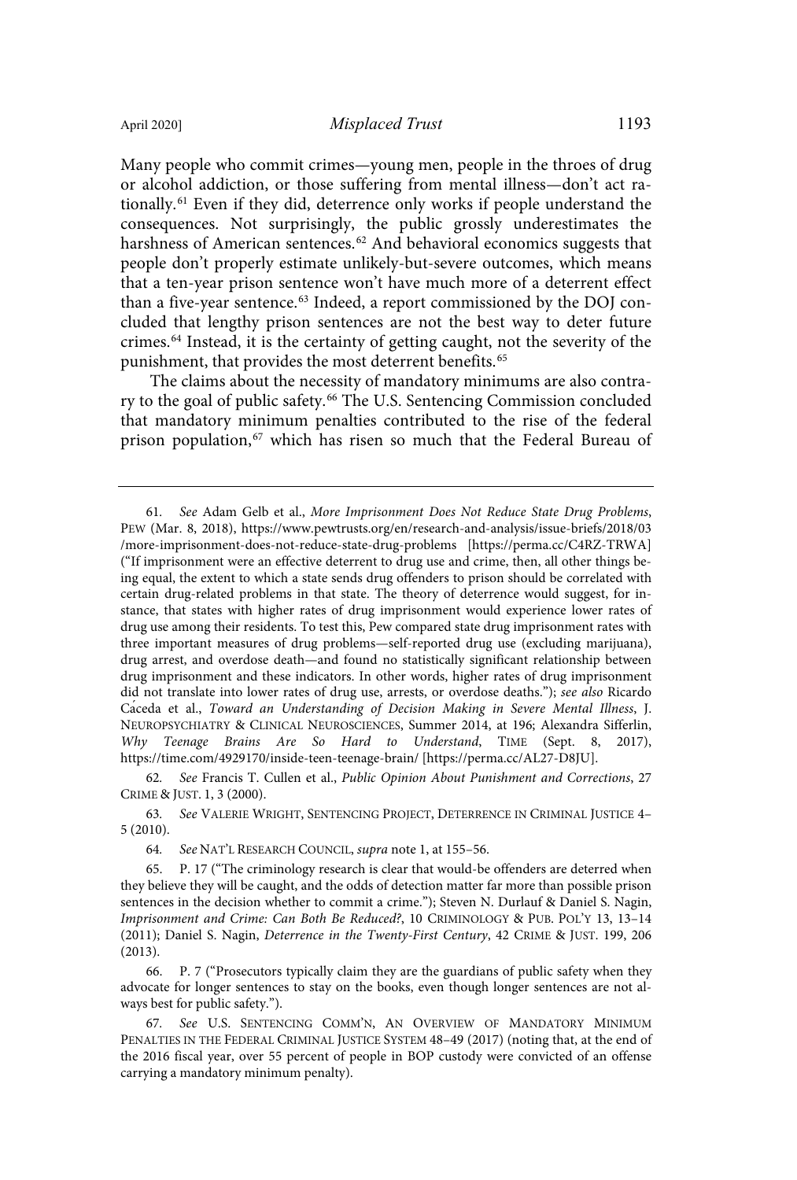Many people who commit crimes—young men, people in the throes of drug or alcohol addiction, or those suffering from mental illness—don't act rationally.[61] Even if they did, deterrence only works if people understand the consequences. Not surprisingly, the public grossly underestimates the harshness of American sentences.[62] And behavioral economics suggests that people don't properly estimate unlikely-but-severe outcomes, which means that a ten-year prison sentence won't have much more of a deterrent effect than a five-year sentence.[63] Indeed, a report commissioned by the DOJ concluded that lengthy prison sentences are not the best way to deter future crimes.[64] Instead, it is the certainty of getting caught, not the severity of the punishment, that provides the most deterrent benefits.[65]

The claims about the necessity of mandatory minimums are also contrary to the goal of public safety.[66] The U.S. Sentencing Commission concluded that mandatory minimum penalties contributed to the rise of the federal prison population,[67] which has risen so much that the Federal Bureau of

---

61. *See* Adam Gelb et al., *More Imprisonment Does Not Reduce State Drug Problems*, PEW (Mar. 8, 2018), https://www.pewtrusts.org/en/research-and-analysis/issue-briefs/2018/03/more-imprisonment-does-not-reduce-state-drug-problems [https://perma.cc/C4RZ-TRWA] ("If imprisonment were an effective deterrent to drug use and crime, then, all other things being equal, the extent to which a state sends drug offenders to prison should be correlated with certain drug-related problems in that state. The theory of deterrence would suggest, for instance, that states with higher rates of drug imprisonment would experience lower rates of drug use among their residents. To test this, Pew compared state drug imprisonment rates with three important measures of drug problems—self-reported drug use (excluding marijuana), drug arrest, and overdose death—and found no statistically significant relationship between drug imprisonment and these indicators. In other words, higher rates of drug imprisonment did not translate into lower rates of drug use, arrests, or overdose deaths."); *see also* Ricardo Cáceda et al., *Toward an Understanding of Decision Making in Severe Mental Illness*, J. NEUROPSYCHIATRY & CLINICAL NEUROSCIENCES, Summer 2014, at 196; Alexandra Sifferlin, *Why Teenage Brains Are So Hard to Understand*, TIME (Sept. 8, 2017), https://time.com/4929170/inside-teen-teenage-brain/ [https://perma.cc/AL27-D8JU].

62. *See* Francis T. Cullen et al., *Public Opinion About Punishment and Corrections*, 27 CRIME & JUST. 1, 3 (2000).

63. *See* VALERIE WRIGHT, SENTENCING PROJECT, DETERRENCE IN CRIMINAL JUSTICE 4–5 (2010).

64. *See* NAT'L RESEARCH COUNCIL, *supra* note 1, at 155–56.

65. P. 17 ("The criminology research is clear that would-be offenders are deterred when they believe they will be caught, and the odds of detection matter far more than possible prison sentences in the decision whether to commit a crime."); Steven N. Durlauf & Daniel S. Nagin, *Imprisonment and Crime: Can Both Be Reduced?*, 10 CRIMINOLOGY & PUB. POL'Y 13, 13–14 (2011); Daniel S. Nagin, *Deterrence in the Twenty-First Century*, 42 CRIME & JUST. 199, 206 (2013).

66. P. 7 ("Prosecutors typically claim they are the guardians of public safety when they advocate for longer sentences to stay on the books, even though longer sentences are not always best for public safety.").

67. *See* U.S. SENTENCING COMM'N, AN OVERVIEW OF MANDATORY MINIMUM PENALTIES IN THE FEDERAL CRIMINAL JUSTICE SYSTEM 48–49 (2017) (noting that, at the end of the 2016 fiscal year, over 55 percent of people in BOP custody were convicted of an offense carrying a mandatory minimum penalty).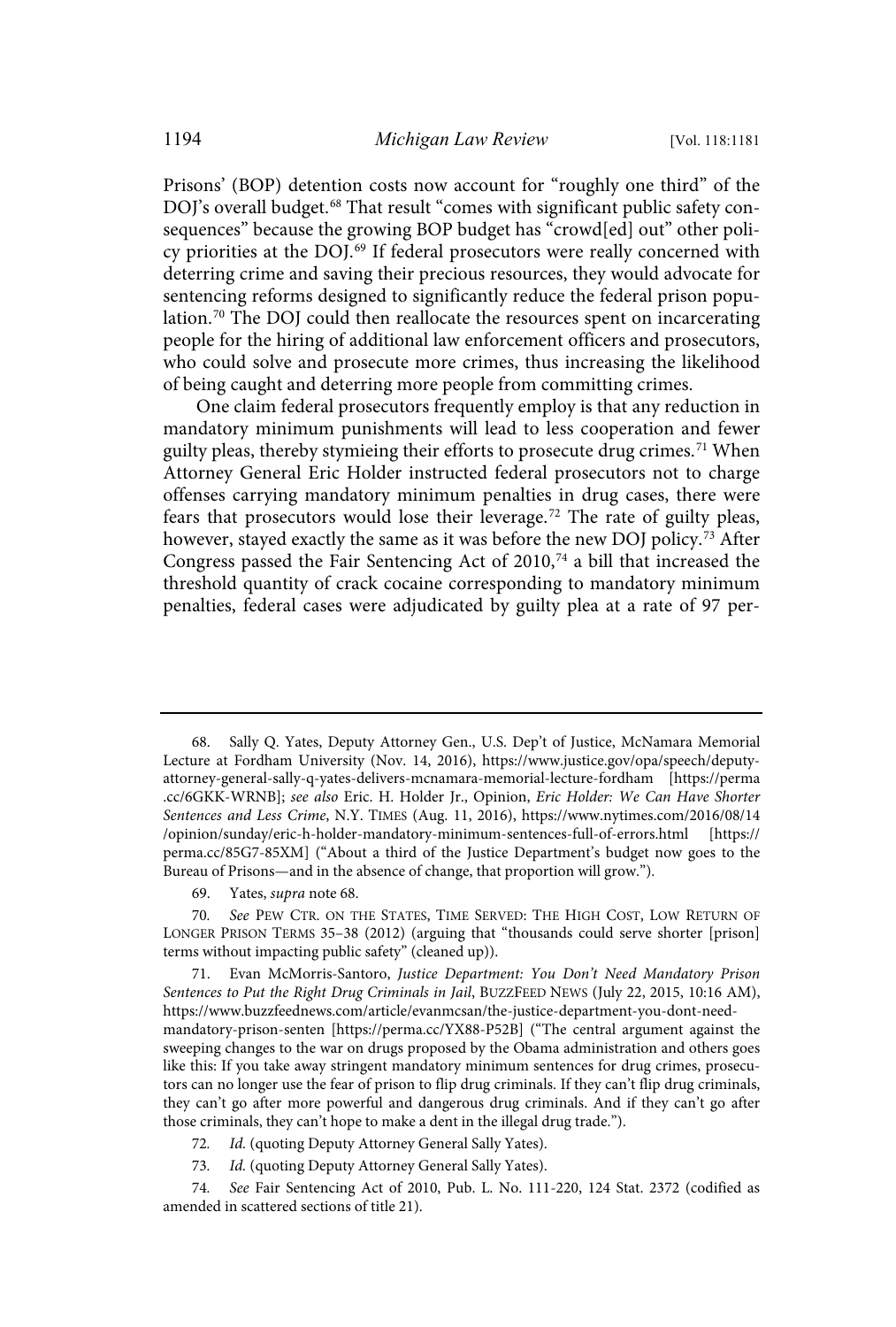Prisons' (BOP) detention costs now account for "roughly one third" of the DOJ's overall budget.[68] That result "comes with significant public safety consequences" because the growing BOP budget has "crowd[ed] out" other policy priorities at the DOJ.[69] If federal prosecutors were really concerned with deterring crime and saving their precious resources, they would advocate for sentencing reforms designed to significantly reduce the federal prison population.[70] The DOJ could then reallocate the resources spent on incarcerating people for the hiring of additional law enforcement officers and prosecutors, who could solve and prosecute more crimes, thus increasing the likelihood of being caught and deterring more people from committing crimes.

One claim federal prosecutors frequently employ is that any reduction in mandatory minimum punishments will lead to less cooperation and fewer guilty pleas, thereby stymieing their efforts to prosecute drug crimes.[71] When Attorney General Eric Holder instructed federal prosecutors not to charge offenses carrying mandatory minimum penalties in drug cases, there were fears that prosecutors would lose their leverage.[72] The rate of guilty pleas, however, stayed exactly the same as it was before the new DOJ policy.[73] After Congress passed the Fair Sentencing Act of 2010,[74] a bill that increased the threshold quantity of crack cocaine corresponding to mandatory minimum penalties, federal cases were adjudicated by guilty plea at a rate of 97 per-

---

68. Sally Q. Yates, Deputy Attorney Gen., U.S. Dep't of Justice, McNamara Memorial Lecture at Fordham University (Nov. 14, 2016), https://www.justice.gov/opa/speech/deputy-attorney-general-sally-q-yates-delivers-mcnamara-memorial-lecture-fordham [https://perma.cc/6GKK-WRNB]; *see also* Eric. H. Holder Jr., Opinion, *Eric Holder: We Can Have Shorter Sentences and Less Crime*, N.Y. TIMES (Aug. 11, 2016), https://www.nytimes.com/2016/08/14/opinion/sunday/eric-h-holder-mandatory-minimum-sentences-full-of-errors.html [https://perma.cc/85G7-85XM] ("About a third of the Justice Department's budget now goes to the Bureau of Prisons—and in the absence of change, that proportion will grow.").

69. Yates, *supra* note 68.

70. *See* PEW CTR. ON THE STATES, TIME SERVED: THE HIGH COST, LOW RETURN OF LONGER PRISON TERMS 35–38 (2012) (arguing that "thousands could serve shorter [prison] terms without impacting public safety" (cleaned up)).

71. Evan McMorris-Santoro, *Justice Department: You Don't Need Mandatory Prison Sentences to Put the Right Drug Criminals in Jail*, BUZZFEED NEWS (July 22, 2015, 10:16 AM), https://www.buzzfeednews.com/article/evanmcsan/the-justice-department-you-dont-need-mandatory-prison-senten [https://perma.cc/YX88-P52B] ("The central argument against the sweeping changes to the war on drugs proposed by the Obama administration and others goes like this: If you take away stringent mandatory minimum sentences for drug crimes, prosecutors can no longer use the fear of prison to flip drug criminals. If they can't flip drug criminals, they can't go after more powerful and dangerous drug criminals. And if they can't go after those criminals, they can't hope to make a dent in the illegal drug trade.").

72. *Id.* (quoting Deputy Attorney General Sally Yates).

73. *Id.* (quoting Deputy Attorney General Sally Yates).

74. *See* Fair Sentencing Act of 2010, Pub. L. No. 111-220, 124 Stat. 2372 (codified as amended in scattered sections of title 21).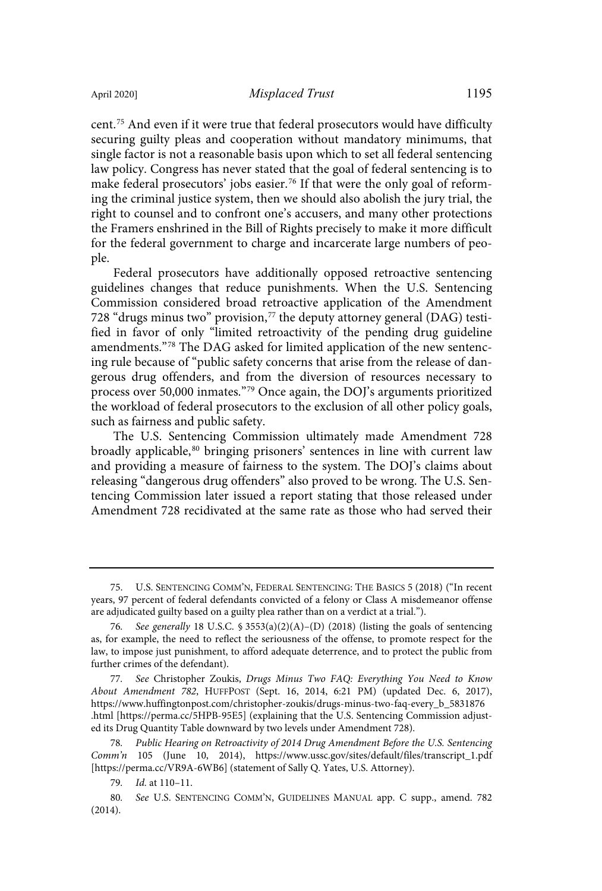cent.[75] And even if it were true that federal prosecutors would have difficulty securing guilty pleas and cooperation without mandatory minimums, that single factor is not a reasonable basis upon which to set all federal sentencing law policy. Congress has never stated that the goal of federal sentencing is to make federal prosecutors' jobs easier.[76] If that were the only goal of reforming the criminal justice system, then we should also abolish the jury trial, the right to counsel and to confront one's accusers, and many other protections the Framers enshrined in the Bill of Rights precisely to make it more difficult for the federal government to charge and incarcerate large numbers of people.

Federal prosecutors have additionally opposed retroactive sentencing guidelines changes that reduce punishments. When the U.S. Sentencing Commission considered broad retroactive application of the Amendment 728 "drugs minus two" provision,[77] the deputy attorney general (DAG) testified in favor of only "limited retroactivity of the pending drug guideline amendments."[78] The DAG asked for limited application of the new sentencing rule because of "public safety concerns that arise from the release of dangerous drug offenders, and from the diversion of resources necessary to process over 50,000 inmates."[79] Once again, the DOJ's arguments prioritized the workload of federal prosecutors to the exclusion of all other policy goals, such as fairness and public safety.

The U.S. Sentencing Commission ultimately made Amendment 728 broadly applicable,[80] bringing prisoners' sentences in line with current law and providing a measure of fairness to the system. The DOJ's claims about releasing "dangerous drug offenders" also proved to be wrong. The U.S. Sentencing Commission later issued a report stating that those released under Amendment 728 recidivated at the same rate as those who had served their

---

75. U.S. SENTENCING COMM'N, FEDERAL SENTENCING: THE BASICS 5 (2018) ("In recent years, 97 percent of federal defendants convicted of a felony or Class A misdemeanor offense are adjudicated guilty based on a guilty plea rather than on a verdict at a trial.").

76. *See generally* 18 U.S.C. § 3553(a)(2)(A)–(D) (2018) (listing the goals of sentencing as, for example, the need to reflect the seriousness of the offense, to promote respect for the law, to impose just punishment, to afford adequate deterrence, and to protect the public from further crimes of the defendant).

77. *See* Christopher Zoukis, *Drugs Minus Two FAQ: Everything You Need to Know About Amendment 782*, HUFFPOST (Sept. 16, 2014, 6:21 PM) (updated Dec. 6, 2017), https://www.huffingtonpost.com/christopher-zoukis/drugs-minus-two-faq-every_b_5831876.html [https://perma.cc/5HPB-95E5] (explaining that the U.S. Sentencing Commission adjusted its Drug Quantity Table downward by two levels under Amendment 728).

78. *Public Hearing on Retroactivity of 2014 Drug Amendment Before the U.S. Sentencing Comm'n* 105 (June 10, 2014), https://www.ussc.gov/sites/default/files/transcript_1.pdf [https://perma.cc/VR9A-6WB6] (statement of Sally Q. Yates, U.S. Attorney).

79. *Id.* at 110–11.

80. *See* U.S. SENTENCING COMM'N, GUIDELINES MANUAL app. C supp., amend. 782 (2014).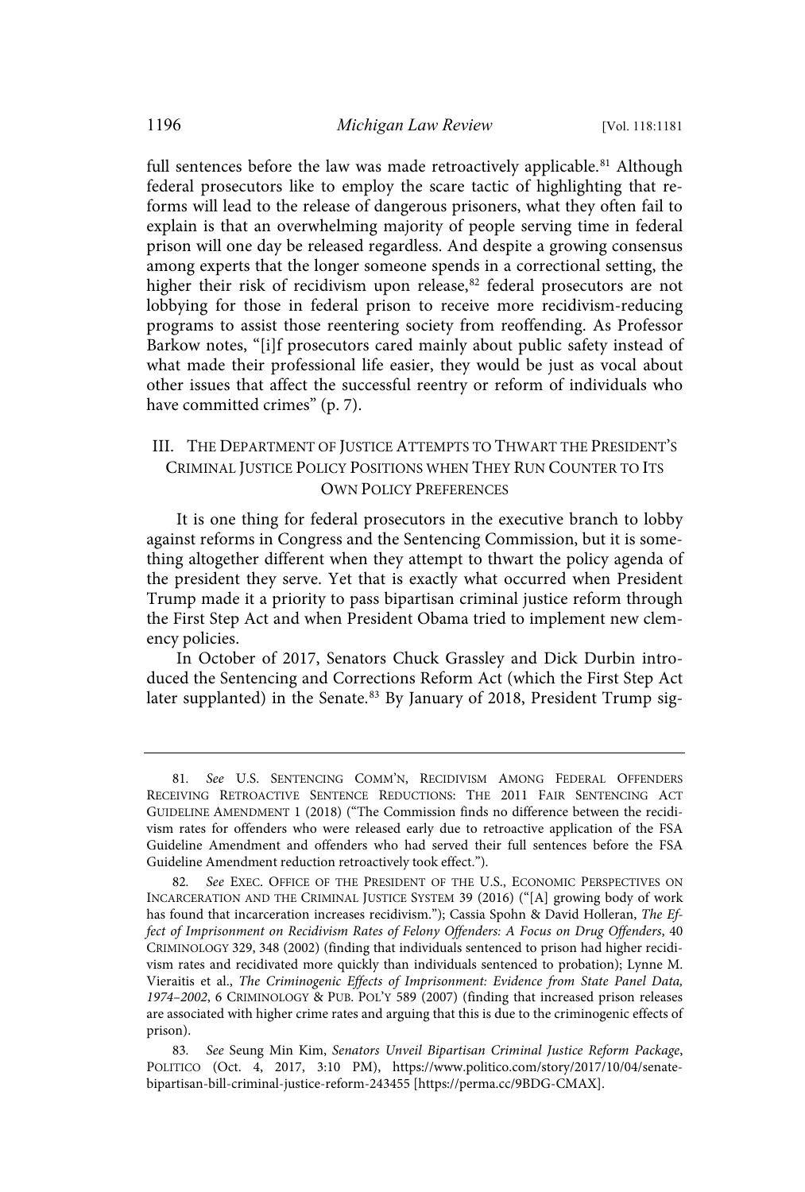full sentences before the law was made retroactively applicable.[81] Although federal prosecutors like to employ the scare tactic of highlighting that reforms will lead to the release of dangerous prisoners, what they often fail to explain is that an overwhelming majority of people serving time in federal prison will one day be released regardless. And despite a growing consensus among experts that the longer someone spends in a correctional setting, the higher their risk of recidivism upon release,[82] federal prosecutors are not lobbying for those in federal prison to receive more recidivism-reducing programs to assist those reentering society from reoffending. As Professor Barkow notes, "[i]f prosecutors cared mainly about public safety instead of what made their professional life easier, they would be just as vocal about other issues that affect the successful reentry or reform of individuals who have committed crimes" (p. 7).

## III. The Department of Justice Attempts to Thwart the President's Criminal Justice Policy Positions when They Run Counter to Its Own Policy Preferences

It is one thing for federal prosecutors in the executive branch to lobby against reforms in Congress and the Sentencing Commission, but it is something altogether different when they attempt to thwart the policy agenda of the president they serve. Yet that is exactly what occurred when President Trump made it a priority to pass bipartisan criminal justice reform through the First Step Act and when President Obama tried to implement new clemency policies.

In October of 2017, Senators Chuck Grassley and Dick Durbin introduced the Sentencing and Corrections Reform Act (which the First Step Act later supplanted) in the Senate.[83] By January of 2018, President Trump sig-

---

81. *See* U.S. Sentencing Comm'n, Recidivism Among Federal Offenders Receiving Retroactive Sentence Reductions: The 2011 Fair Sentencing Act Guideline Amendment 1 (2018) ("The Commission finds no difference between the recidivism rates for offenders who were released early due to retroactive application of the FSA Guideline Amendment and offenders who had served their full sentences before the FSA Guideline Amendment reduction retroactively took effect.").

82. *See* Exec. Office of the President of the U.S., Economic Perspectives on Incarceration and the Criminal Justice System 39 (2016) ("[A] growing body of work has found that incarceration increases recidivism."); Cassia Spohn & David Holleran, *The Effect of Imprisonment on Recidivism Rates of Felony Offenders: A Focus on Drug Offenders*, 40 Criminology 329, 348 (2002) (finding that individuals sentenced to prison had higher recidivism rates and recidivated more quickly than individuals sentenced to probation); Lynne M. Vieraitis et al., *The Criminogenic Effects of Imprisonment: Evidence from State Panel Data, 1974–2002*, 6 Criminology & Pub. Pol'y 589 (2007) (finding that increased prison releases are associated with higher crime rates and arguing that this is due to the criminogenic effects of prison).

83. *See* Seung Min Kim, *Senators Unveil Bipartisan Criminal Justice Reform Package*, Politico (Oct. 4, 2017, 3:10 PM), https://www.politico.com/story/2017/10/04/senate-bipartisan-bill-criminal-justice-reform-243455 [https://perma.cc/9BDG-CMAX].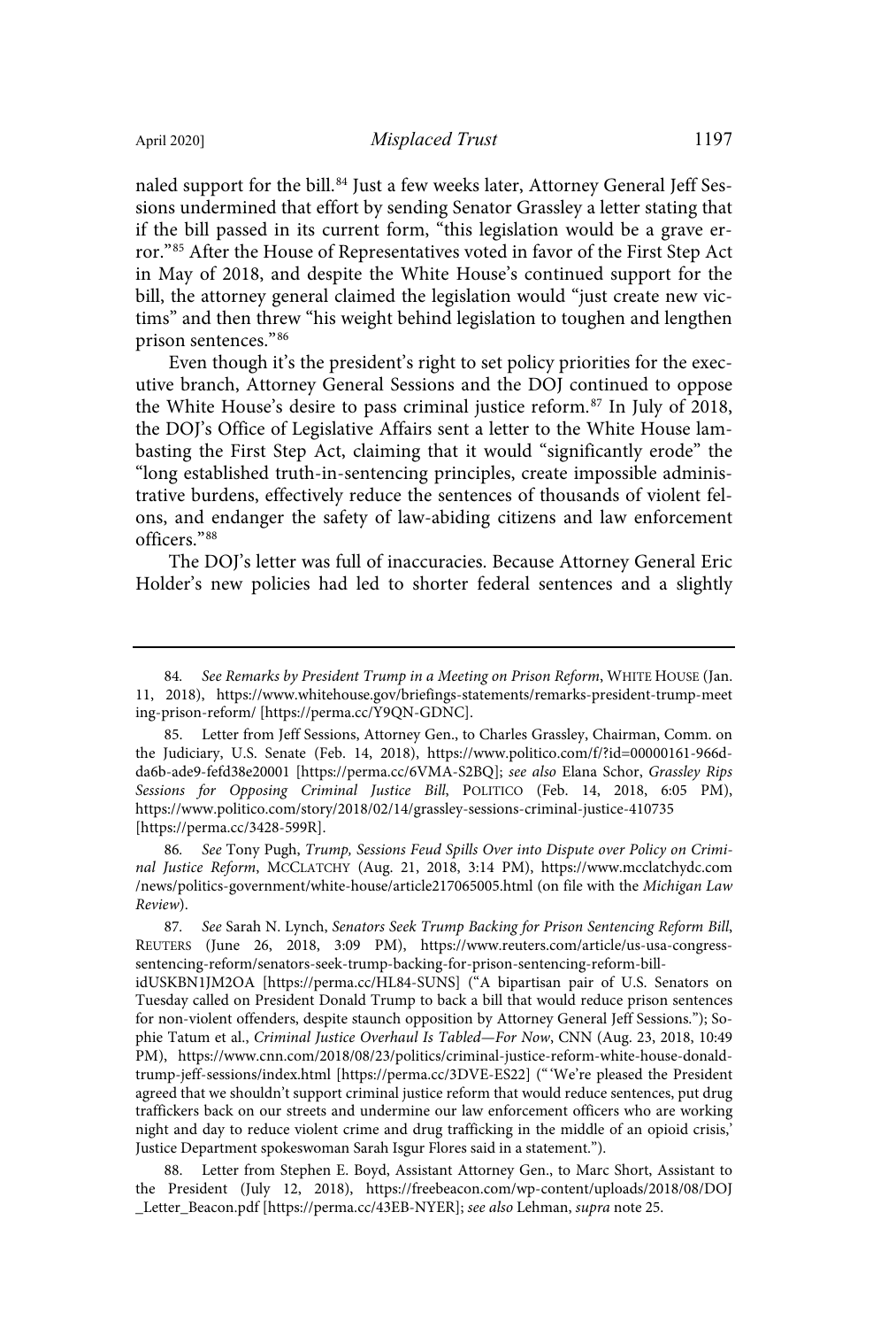naled support for the bill.[84] Just a few weeks later, Attorney General Jeff Sessions undermined that effort by sending Senator Grassley a letter stating that if the bill passed in its current form, "this legislation would be a grave error."[85] After the House of Representatives voted in favor of the First Step Act in May of 2018, and despite the White House's continued support for the bill, the attorney general claimed the legislation would "just create new victims" and then threw "his weight behind legislation to toughen and lengthen prison sentences."[86]

Even though it's the president's right to set policy priorities for the executive branch, Attorney General Sessions and the DOJ continued to oppose the White House's desire to pass criminal justice reform.[87] In July of 2018, the DOJ's Office of Legislative Affairs sent a letter to the White House lambasting the First Step Act, claiming that it would "significantly erode" the "long established truth-in-sentencing principles, create impossible administrative burdens, effectively reduce the sentences of thousands of violent felons, and endanger the safety of law-abiding citizens and law enforcement officers."[88]

The DOJ's letter was full of inaccuracies. Because Attorney General Eric Holder's new policies had led to shorter federal sentences and a slightly

---

84. *See Remarks by President Trump in a Meeting on Prison Reform*, WHITE HOUSE (Jan. 11, 2018), https://www.whitehouse.gov/briefings-statements/remarks-president-trump-meeting-prison-reform/ [https://perma.cc/Y9QN-GDNC].

85. Letter from Jeff Sessions, Attorney Gen., to Charles Grassley, Chairman, Comm. on the Judiciary, U.S. Senate (Feb. 14, 2018), https://www.politico.com/f/?id=00000161-966d-da6b-ade9-fefd38e20001 [https://perma.cc/6VMA-S2BQ]; *see also* Elana Schor, *Grassley Rips Sessions for Opposing Criminal Justice Bill*, POLITICO (Feb. 14, 2018, 6:05 PM), https://www.politico.com/story/2018/02/14/grassley-sessions-criminal-justice-410735 [https://perma.cc/3428-599R].

86. *See* Tony Pugh, *Trump, Sessions Feud Spills Over into Dispute over Policy on Criminal Justice Reform*, MCCLATCHY (Aug. 21, 2018, 3:14 PM), https://www.mcclatchydc.com/news/politics-government/white-house/article217065005.html (on file with the *Michigan Law Review*).

87. *See* Sarah N. Lynch, *Senators Seek Trump Backing for Prison Sentencing Reform Bill*, REUTERS (June 26, 2018, 3:09 PM), https://www.reuters.com/article/us-usa-congress-sentencing-reform/senators-seek-trump-backing-for-prison-sentencing-reform-bill-idUSKBN1JM2OA [https://perma.cc/HL84-SUNS] ("A bipartisan pair of U.S. Senators on Tuesday called on President Donald Trump to back a bill that would reduce prison sentences for non-violent offenders, despite staunch opposition by Attorney General Jeff Sessions."); Sophie Tatum et al., *Criminal Justice Overhaul Is Tabled—For Now*, CNN (Aug. 23, 2018, 10:49 PM), https://www.cnn.com/2018/08/23/politics/criminal-justice-reform-white-house-donald-trump-jeff-sessions/index.html [https://perma.cc/3DVE-ES22] ("'We're pleased the President agreed that we shouldn't support criminal justice reform that would reduce sentences, put drug traffickers back on our streets and undermine our law enforcement officers who are working night and day to reduce violent crime and drug trafficking in the middle of an opioid crisis,' Justice Department spokeswoman Sarah Isgur Flores said in a statement.").

88. Letter from Stephen E. Boyd, Assistant Attorney Gen., to Marc Short, Assistant to the President (July 12, 2018), https://freebeacon.com/wp-content/uploads/2018/08/DOJ_Letter_Beacon.pdf [https://perma.cc/43EB-NYER]; *see also* Lehman, *supra* note 25.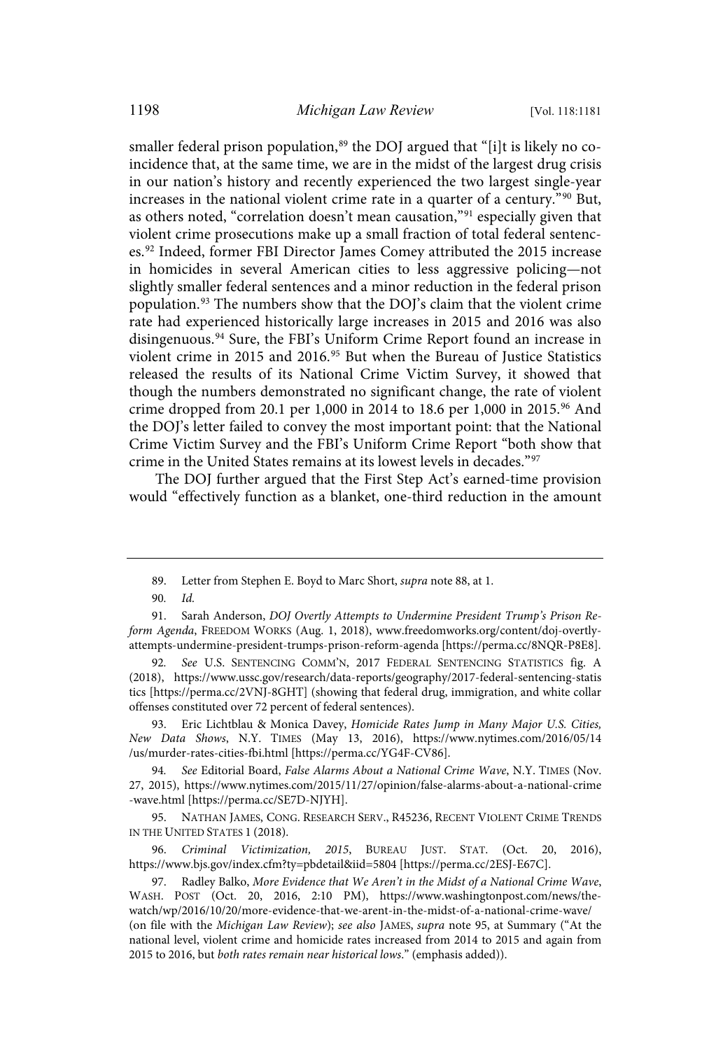smaller federal prison population,[89] the DOJ argued that "[i]t is likely no coincidence that, at the same time, we are in the midst of the largest drug crisis in our nation's history and recently experienced the two largest single-year increases in the national violent crime rate in a quarter of a century."[90] But, as others noted, "correlation doesn't mean causation,"[91] especially given that violent crime prosecutions make up a small fraction of total federal sentences.[92] Indeed, former FBI Director James Comey attributed the 2015 increase in homicides in several American cities to less aggressive policing—not slightly smaller federal sentences and a minor reduction in the federal prison population.[93] The numbers show that the DOJ's claim that the violent crime rate had experienced historically large increases in 2015 and 2016 was also disingenuous.[94] Sure, the FBI's Uniform Crime Report found an increase in violent crime in 2015 and 2016.[95] But when the Bureau of Justice Statistics released the results of its National Crime Victim Survey, it showed that though the numbers demonstrated no significant change, the rate of violent crime dropped from 20.1 per 1,000 in 2014 to 18.6 per 1,000 in 2015.[96] And the DOJ's letter failed to convey the most important point: that the National Crime Victim Survey and the FBI's Uniform Crime Report "both show that crime in the United States remains at its lowest levels in decades."[97]

The DOJ further argued that the First Step Act's earned-time provision would "effectively function as a blanket, one-third reduction in the amount

---

89. Letter from Stephen E. Boyd to Marc Short, *supra* note 88, at 1.

90. *Id.*

91. Sarah Anderson, *DOJ Overtly Attempts to Undermine President Trump's Prison Reform Agenda*, FREEDOM WORKS (Aug. 1, 2018), www.freedomworks.org/content/doj-overtly-attempts-undermine-president-trumps-prison-reform-agenda [https://perma.cc/8NQR-P8E8].

92. *See* U.S. SENTENCING COMM'N, 2017 FEDERAL SENTENCING STATISTICS fig. A (2018), https://www.ussc.gov/research/data-reports/geography/2017-federal-sentencing-statistics [https://perma.cc/2VNJ-8GHT] (showing that federal drug, immigration, and white collar offenses constituted over 72 percent of federal sentences).

93. Eric Lichtblau & Monica Davey, *Homicide Rates Jump in Many Major U.S. Cities, New Data Shows*, N.Y. TIMES (May 13, 2016), https://www.nytimes.com/2016/05/14/us/murder-rates-cities-fbi.html [https://perma.cc/YG4F-CV86].

94. *See* Editorial Board, *False Alarms About a National Crime Wave*, N.Y. TIMES (Nov. 27, 2015), https://www.nytimes.com/2015/11/27/opinion/false-alarms-about-a-national-crime-wave.html [https://perma.cc/SE7D-NJYH].

95. NATHAN JAMES, CONG. RESEARCH SERV., R45236, RECENT VIOLENT CRIME TRENDS IN THE UNITED STATES 1 (2018).

96. *Criminal Victimization, 2015*, BUREAU JUST. STAT. (Oct. 20, 2016), https://www.bjs.gov/index.cfm?ty=pbdetail&iid=5804 [https://perma.cc/2ESJ-E67C].

97. Radley Balko, *More Evidence that We Aren't in the Midst of a National Crime Wave*, WASH. POST (Oct. 20, 2016, 2:10 PM), https://www.washingtonpost.com/news/the-watch/wp/2016/10/20/more-evidence-that-we-arent-in-the-midst-of-a-national-crime-wave/ (on file with the *Michigan Law Review*); *see also* JAMES, *supra* note 95, at Summary ("At the national level, violent crime and homicide rates increased from 2014 to 2015 and again from 2015 to 2016, but *both rates remain near historical lows*." (emphasis added)).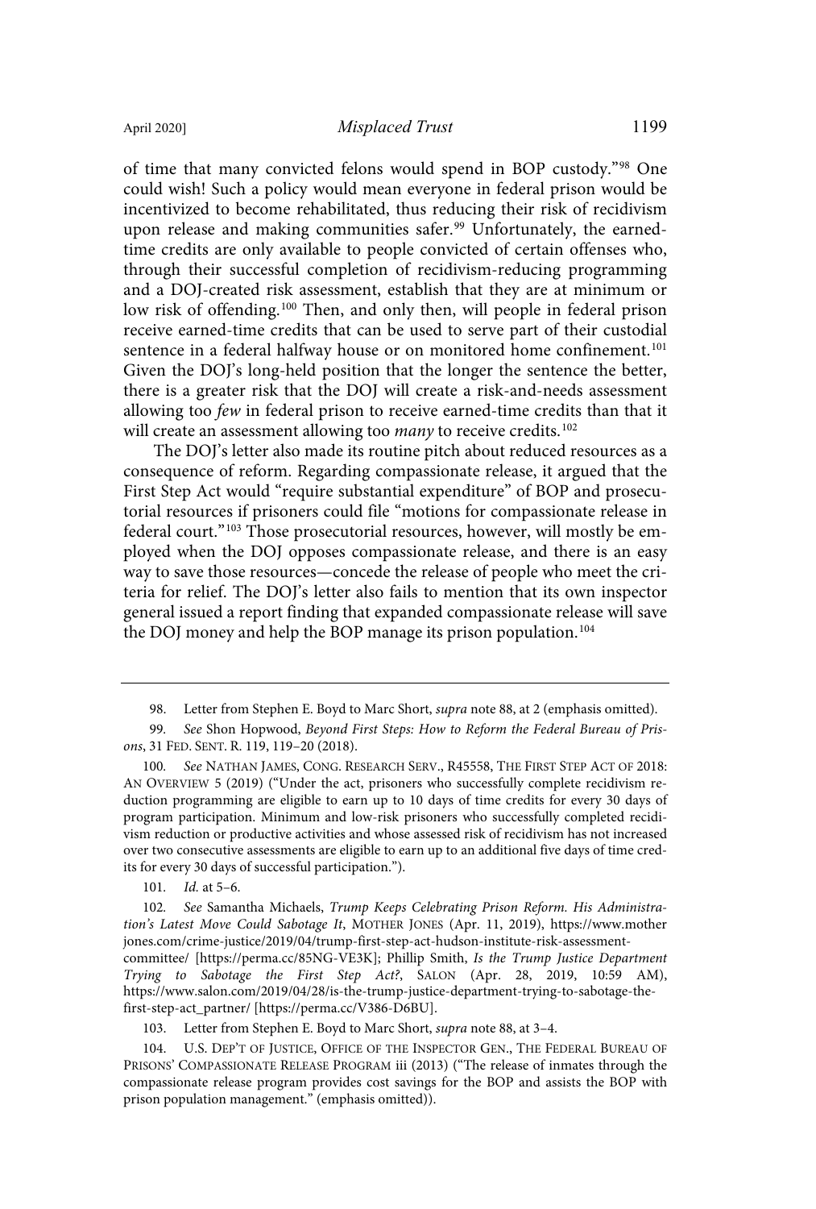of time that many convicted felons would spend in BOP custody."[98] One could wish! Such a policy would mean everyone in federal prison would be incentivized to become rehabilitated, thus reducing their risk of recidivism upon release and making communities safer.[99] Unfortunately, the earned-time credits are only available to people convicted of certain offenses who, through their successful completion of recidivism-reducing programming and a DOJ-created risk assessment, establish that they are at minimum or low risk of offending.[100] Then, and only then, will people in federal prison receive earned-time credits that can be used to serve part of their custodial sentence in a federal halfway house or on monitored home confinement.[101] Given the DOJ's long-held position that the longer the sentence the better, there is a greater risk that the DOJ will create a risk-and-needs assessment allowing too *few* in federal prison to receive earned-time credits than that it will create an assessment allowing too *many* to receive credits.[102]

The DOJ's letter also made its routine pitch about reduced resources as a consequence of reform. Regarding compassionate release, it argued that the First Step Act would "require substantial expenditure" of BOP and prosecutorial resources if prisoners could file "motions for compassionate release in federal court."[103] Those prosecutorial resources, however, will mostly be employed when the DOJ opposes compassionate release, and there is an easy way to save those resources—concede the release of people who meet the criteria for relief. The DOJ's letter also fails to mention that its own inspector general issued a report finding that expanded compassionate release will save the DOJ money and help the BOP manage its prison population.[104]

---

98. Letter from Stephen E. Boyd to Marc Short, *supra* note 88, at 2 (emphasis omitted).

99. *See* Shon Hopwood, *Beyond First Steps: How to Reform the Federal Bureau of Prisons*, 31 FED. SENT. R. 119, 119–20 (2018).

100. *See* NATHAN JAMES, CONG. RESEARCH SERV., R45558, THE FIRST STEP ACT OF 2018: AN OVERVIEW 5 (2019) ("Under the act, prisoners who successfully complete recidivism reduction programming are eligible to earn up to 10 days of time credits for every 30 days of program participation. Minimum and low-risk prisoners who successfully completed recidivism reduction or productive activities and whose assessed risk of recidivism has not increased over two consecutive assessments are eligible to earn up to an additional five days of time credits for every 30 days of successful participation.").

101. *Id.* at 5–6.

102. *See* Samantha Michaels, *Trump Keeps Celebrating Prison Reform. His Administration's Latest Move Could Sabotage It*, MOTHER JONES (Apr. 11, 2019), https://www.motherjones.com/crime-justice/2019/04/trump-first-step-act-hudson-institute-risk-assessment-committee/ [https://perma.cc/85NG-VE3K]; Phillip Smith, *Is the Trump Justice Department Trying to Sabotage the First Step Act?*, SALON (Apr. 28, 2019, 10:59 AM), https://www.salon.com/2019/04/28/is-the-trump-justice-department-trying-to-sabotage-the-first-step-act_partner/ [https://perma.cc/V386-D6BU].

103. Letter from Stephen E. Boyd to Marc Short, *supra* note 88, at 3–4.

104. U.S. DEP'T OF JUSTICE, OFFICE OF THE INSPECTOR GEN., THE FEDERAL BUREAU OF PRISONS' COMPASSIONATE RELEASE PROGRAM iii (2013) ("The release of inmates through the compassionate release program provides cost savings for the BOP and assists the BOP with prison population management." (emphasis omitted)).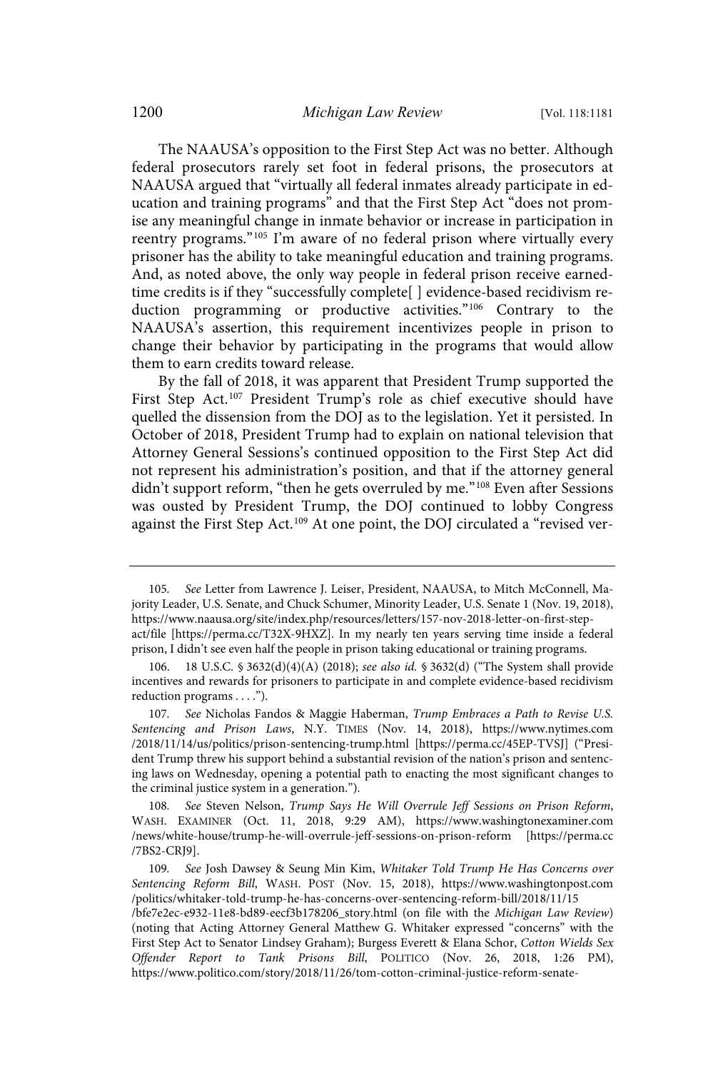The NAAUSA's opposition to the First Step Act was no better. Although federal prosecutors rarely set foot in federal prisons, the prosecutors at NAAUSA argued that "virtually all federal inmates already participate in education and training programs" and that the First Step Act "does not promise any meaningful change in inmate behavior or increase in participation in reentry programs."[105] I'm aware of no federal prison where virtually every prisoner has the ability to take meaningful education and training programs. And, as noted above, the only way people in federal prison receive earned-time credits is if they "successfully complete[ ] evidence-based recidivism reduction programming or productive activities."[106] Contrary to the NAAUSA's assertion, this requirement incentivizes people in prison to change their behavior by participating in the programs that would allow them to earn credits toward release.

By the fall of 2018, it was apparent that President Trump supported the First Step Act.[107] President Trump's role as chief executive should have quelled the dissension from the DOJ as to the legislation. Yet it persisted. In October of 2018, President Trump had to explain on national television that Attorney General Sessions's continued opposition to the First Step Act did not represent his administration's position, and that if the attorney general didn't support reform, "then he gets overruled by me."[108] Even after Sessions was ousted by President Trump, the DOJ continued to lobby Congress against the First Step Act.[109] At one point, the DOJ circulated a "revised ver-

---

105. *See* Letter from Lawrence J. Leiser, President, NAAUSA, to Mitch McConnell, Majority Leader, U.S. Senate, and Chuck Schumer, Minority Leader, U.S. Senate 1 (Nov. 19, 2018), https://www.naausa.org/site/index.php/resources/letters/157-nov-2018-letter-on-first-step-act/file [https://perma.cc/T32X-9HXZ]. In my nearly ten years serving time inside a federal prison, I didn't see even half the people in prison taking educational or training programs.

106. 18 U.S.C. § 3632(d)(4)(A) (2018); *see also id.* § 3632(d) ("The System shall provide incentives and rewards for prisoners to participate in and complete evidence-based recidivism reduction programs . . . .").

107. *See* Nicholas Fandos & Maggie Haberman, *Trump Embraces a Path to Revise U.S. Sentencing and Prison Laws*, N.Y. TIMES (Nov. 14, 2018), https://www.nytimes.com/2018/11/14/us/politics/prison-sentencing-trump.html [https://perma.cc/45EP-TVSJ] ("President Trump threw his support behind a substantial revision of the nation's prison and sentencing laws on Wednesday, opening a potential path to enacting the most significant changes to the criminal justice system in a generation.").

108. *See* Steven Nelson, *Trump Says He Will Overrule Jeff Sessions on Prison Reform*, WASH. EXAMINER (Oct. 11, 2018, 9:29 AM), https://www.washingtonexaminer.com/news/white-house/trump-he-will-overrule-jeff-sessions-on-prison-reform [https://perma.cc/7BS2-CRJ9].

109. *See* Josh Dawsey & Seung Min Kim, *Whitaker Told Trump He Has Concerns over Sentencing Reform Bill*, WASH. POST (Nov. 15, 2018), https://www.washingtonpost.com/politics/whitaker-told-trump-he-has-concerns-over-sentencing-reform-bill/2018/11/15/bfe7e2ec-e932-11e8-bd89-eecf3b178206_story.html (on file with the *Michigan Law Review*) (noting that Acting Attorney General Matthew G. Whitaker expressed "concerns" with the First Step Act to Senator Lindsey Graham); Burgess Everett & Elana Schor, *Cotton Wields Sex Offender Report to Tank Prisons Bill*, POLITICO (Nov. 26, 2018, 1:26 PM), https://www.politico.com/story/2018/11/26/tom-cotton-criminal-justice-reform-senate-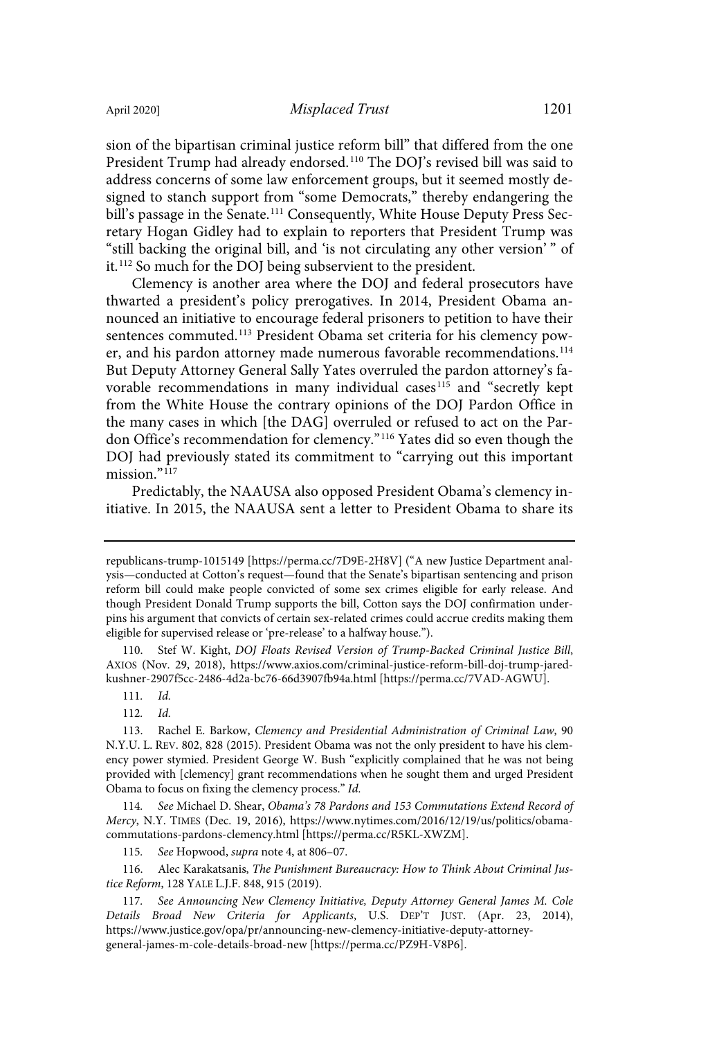sion of the bipartisan criminal justice reform bill" that differed from the one President Trump had already endorsed.[110] The DOJ's revised bill was said to address concerns of some law enforcement groups, but it seemed mostly designed to stanch support from "some Democrats," thereby endangering the bill's passage in the Senate.[111] Consequently, White House Deputy Press Secretary Hogan Gidley had to explain to reporters that President Trump was "still backing the original bill, and 'is not circulating any other version' " of it.[112] So much for the DOJ being subservient to the president.

Clemency is another area where the DOJ and federal prosecutors have thwarted a president's policy prerogatives. In 2014, President Obama announced an initiative to encourage federal prisoners to petition to have their sentences commuted.[113] President Obama set criteria for his clemency power, and his pardon attorney made numerous favorable recommendations.[114] But Deputy Attorney General Sally Yates overruled the pardon attorney's favorable recommendations in many individual cases[115] and "secretly kept from the White House the contrary opinions of the DOJ Pardon Office in the many cases in which [the DAG] overruled or refused to act on the Pardon Office's recommendation for clemency."[116] Yates did so even though the DOJ had previously stated its commitment to "carrying out this important mission."[117]

Predictably, the NAAUSA also opposed President Obama's clemency initiative. In 2015, the NAAUSA sent a letter to President Obama to share its

---

republicans-trump-1015149 [https://perma.cc/7D9E-2H8V] ("A new Justice Department analysis—conducted at Cotton's request—found that the Senate's bipartisan sentencing and prison reform bill could make people convicted of some sex crimes eligible for early release. And though President Donald Trump supports the bill, Cotton says the DOJ confirmation underpins his argument that convicts of certain sex-related crimes could accrue credits making them eligible for supervised release or 'pre-release' to a halfway house.").

110. Stef W. Kight, *DOJ Floats Revised Version of Trump-Backed Criminal Justice Bill*, AXIOS (Nov. 29, 2018), https://www.axios.com/criminal-justice-reform-bill-doj-trump-jared-kushner-2907f5cc-2486-4d2a-bc76-66d3907fb94a.html [https://perma.cc/7VAD-AGWU].

111. *Id.*

112. *Id.*

113. Rachel E. Barkow, *Clemency and Presidential Administration of Criminal Law*, 90 N.Y.U. L. REV. 802, 828 (2015). President Obama was not the only president to have his clemency power stymied. President George W. Bush "explicitly complained that he was not being provided with [clemency] grant recommendations when he sought them and urged President Obama to focus on fixing the clemency process." *Id.*

114. *See* Michael D. Shear, *Obama's 78 Pardons and 153 Commutations Extend Record of Mercy*, N.Y. TIMES (Dec. 19, 2016), https://www.nytimes.com/2016/12/19/us/politics/obama-commutations-pardons-clemency.html [https://perma.cc/R5KL-XWZM].

115. *See* Hopwood, *supra* note 4, at 806–07.

116. Alec Karakatsanis, *The Punishment Bureaucracy: How to Think About Criminal Justice Reform*, 128 YALE L.J.F. 848, 915 (2019).

117. *See Announcing New Clemency Initiative, Deputy Attorney General James M. Cole Details Broad New Criteria for Applicants*, U.S. DEP'T JUST. (Apr. 23, 2014), https://www.justice.gov/opa/pr/announcing-new-clemency-initiative-deputy-attorney-general-james-m-cole-details-broad-new [https://perma.cc/PZ9H-V8P6].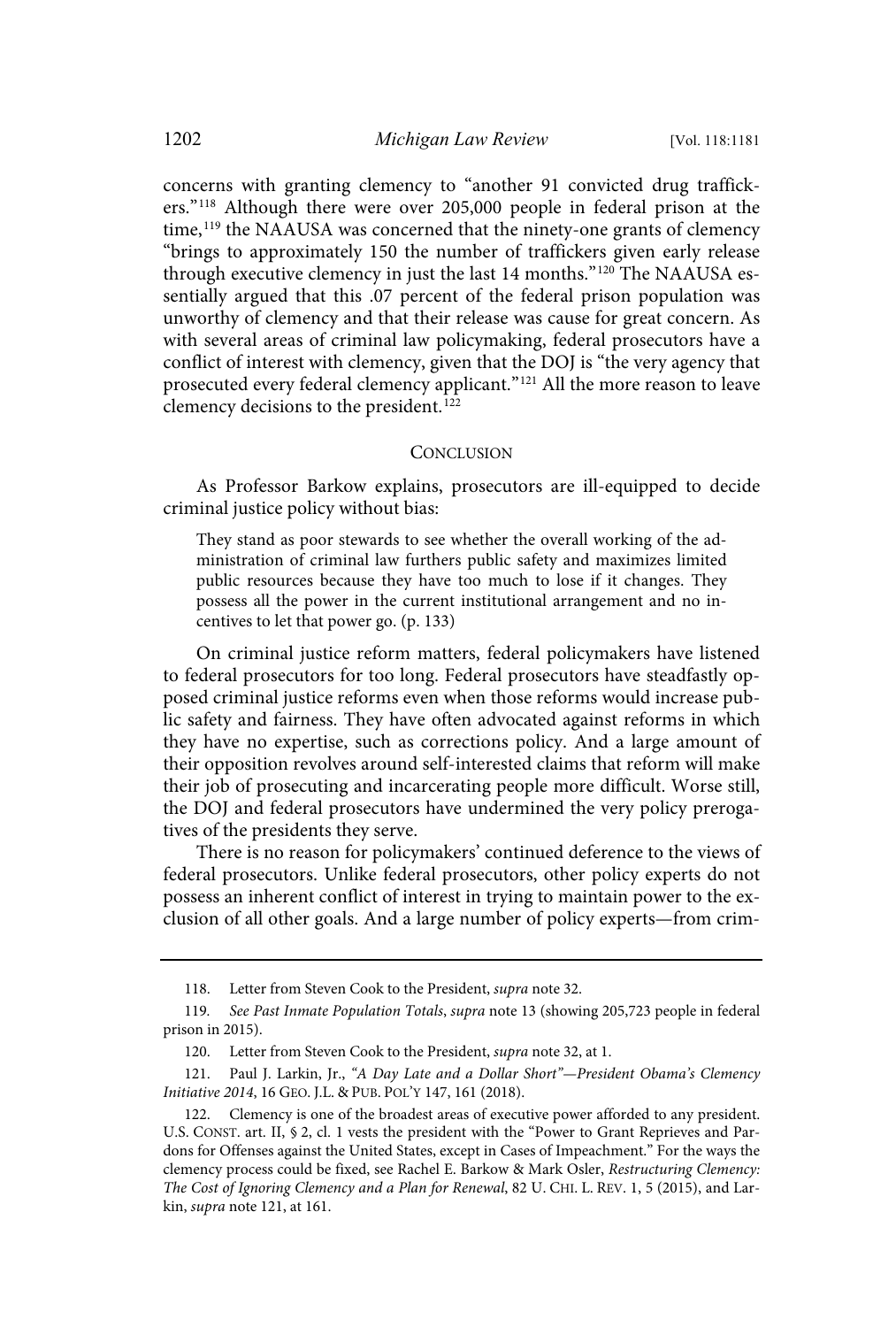concerns with granting clemency to "another 91 convicted drug traffickers."[118] Although there were over 205,000 people in federal prison at the time,[119] the NAAUSA was concerned that the ninety-one grants of clemency "brings to approximately 150 the number of traffickers given early release through executive clemency in just the last 14 months."[120] The NAAUSA essentially argued that this .07 percent of the federal prison population was unworthy of clemency and that their release was cause for great concern. As with several areas of criminal law policymaking, federal prosecutors have a conflict of interest with clemency, given that the DOJ is "the very agency that prosecuted every federal clemency applicant."[121] All the more reason to leave clemency decisions to the president.[122]

## CONCLUSION

As Professor Barkow explains, prosecutors are ill-equipped to decide criminal justice policy without bias:

> They stand as poor stewards to see whether the overall working of the administration of criminal law furthers public safety and maximizes limited public resources because they have too much to lose if it changes. They possess all the power in the current institutional arrangement and no incentives to let that power go. (p. 133)

On criminal justice reform matters, federal policymakers have listened to federal prosecutors for too long. Federal prosecutors have steadfastly opposed criminal justice reforms even when those reforms would increase public safety and fairness. They have often advocated against reforms in which they have no expertise, such as corrections policy. And a large amount of their opposition revolves around self-interested claims that reform will make their job of prosecuting and incarcerating people more difficult. Worse still, the DOJ and federal prosecutors have undermined the very policy prerogatives of the presidents they serve.

There is no reason for policymakers' continued deference to the views of federal prosecutors. Unlike federal prosecutors, other policy experts do not possess an inherent conflict of interest in trying to maintain power to the exclusion of all other goals. And a large number of policy experts—from crim-

---

118. Letter from Steven Cook to the President, *supra* note 32.

119. *See Past Inmate Population Totals*, *supra* note 13 (showing 205,723 people in federal prison in 2015).

120. Letter from Steven Cook to the President, *supra* note 32, at 1.

121. Paul J. Larkin, Jr., *"A Day Late and a Dollar Short"—President Obama's Clemency Initiative 2014*, 16 GEO. J.L. & PUB. POL'Y 147, 161 (2018).

122. Clemency is one of the broadest areas of executive power afforded to any president. U.S. CONST. art. II, § 2, cl. 1 vests the president with the "Power to Grant Reprieves and Pardons for Offenses against the United States, except in Cases of Impeachment." For the ways the clemency process could be fixed, see Rachel E. Barkow & Mark Osler, *Restructuring Clemency: The Cost of Ignoring Clemency and a Plan for Renewal*, 82 U. CHI. L. REV. 1, 5 (2015), and Larkin, *supra* note 121, at 161.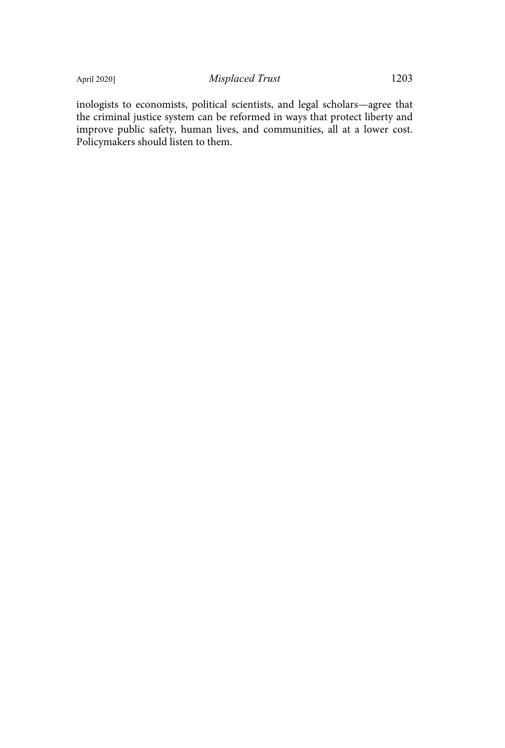inologists to economists, political scientists, and legal scholars—agree that the criminal justice system can be reformed in ways that protect liberty and improve public safety, human lives, and communities, all at a lower cost. Policymakers should listen to them.